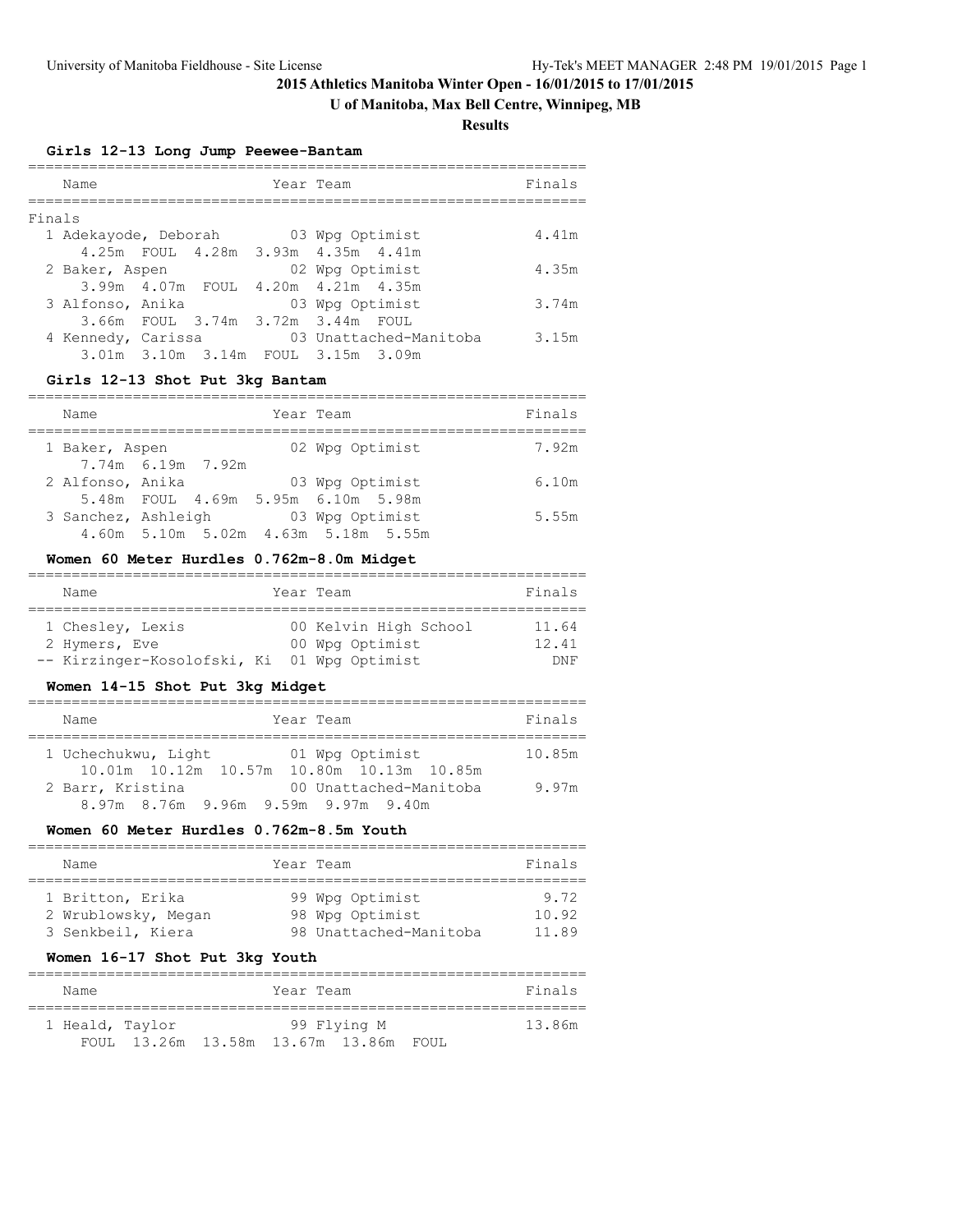**2015 Athletics Manitoba Winter Open - 16/01/2015 to 17/01/2015**

**U of Manitoba, Max Bell Centre, Winnipeg, MB**

**Results**

### Girls 12-13 Long Jump Peewee-Bantam

Finals

| Place | Name | Year | Team | Finals |
|---|---|---|---|---|
| 1 | Adekayode, Deborah | 03 | Wpg Optimist | 4.41m |
| | 4.25m FOUL 4.28m 3.93m 4.35m 4.41m | | | |
| 2 | Baker, Aspen | 02 | Wpg Optimist | 4.35m |
| | 3.99m 4.07m FOUL 4.20m 4.21m 4.35m | | | |
| 3 | Alfonso, Anika | 03 | Wpg Optimist | 3.74m |
| | 3.66m FOUL 3.74m 3.72m 3.44m FOUL | | | |
| 4 | Kennedy, Carissa | 03 | Unattached-Manitoba | 3.15m |
| | 3.01m 3.10m 3.14m FOUL 3.15m 3.09m | | | |

### Girls 12-13 Shot Put 3kg Bantam

| Place | Name | Year | Team | Finals |
|---|---|---|---|---|
| 1 | Baker, Aspen | 02 | Wpg Optimist | 7.92m |
| | 7.74m 6.19m 7.92m | | | |
| 2 | Alfonso, Anika | 03 | Wpg Optimist | 6.10m |
| | 5.48m FOUL 4.69m 5.95m 6.10m 5.98m | | | |
| 3 | Sanchez, Ashleigh | 03 | Wpg Optimist | 5.55m |
| | 4.60m 5.10m 5.02m 4.63m 5.18m 5.55m | | | |

### Women 60 Meter Hurdles 0.762m-8.0m Midget

| Place | Name | Year | Team | Finals |
|---|---|---|---|---|
| 1 | Chesley, Lexis | 00 | Kelvin High School | 11.64 |
| 2 | Hymers, Eve | 00 | Wpg Optimist | 12.41 |
| -- | Kirzinger-Kosolofski, Ki | 01 | Wpg Optimist | DNF |

### Women 14-15 Shot Put 3kg Midget

| Place | Name | Year | Team | Finals |
|---|---|---|---|---|
| 1 | Uchechukwu, Light | 01 | Wpg Optimist | 10.85m |
| | 10.01m 10.12m 10.57m 10.80m 10.13m 10.85m | | | |
| 2 | Barr, Kristina | 00 | Unattached-Manitoba | 9.97m |
| | 8.97m 8.76m 9.96m 9.59m 9.97m 9.40m | | | |

### Women 60 Meter Hurdles 0.762m-8.5m Youth

| Place | Name | Year | Team | Finals |
|---|---|---|---|---|
| 1 | Britton, Erika | 99 | Wpg Optimist | 9.72 |
| 2 | Wrublowsky, Megan | 98 | Wpg Optimist | 10.92 |
| 3 | Senkbeil, Kiera | 98 | Unattached-Manitoba | 11.89 |

### Women 16-17 Shot Put 3kg Youth

| Place | Name | Year | Team | Finals |
|---|---|---|---|---|
| 1 | Heald, Taylor | 99 | Flying M | 13.86m |
| | FOUL 13.26m 13.58m 13.67m 13.86m FOUL | | | |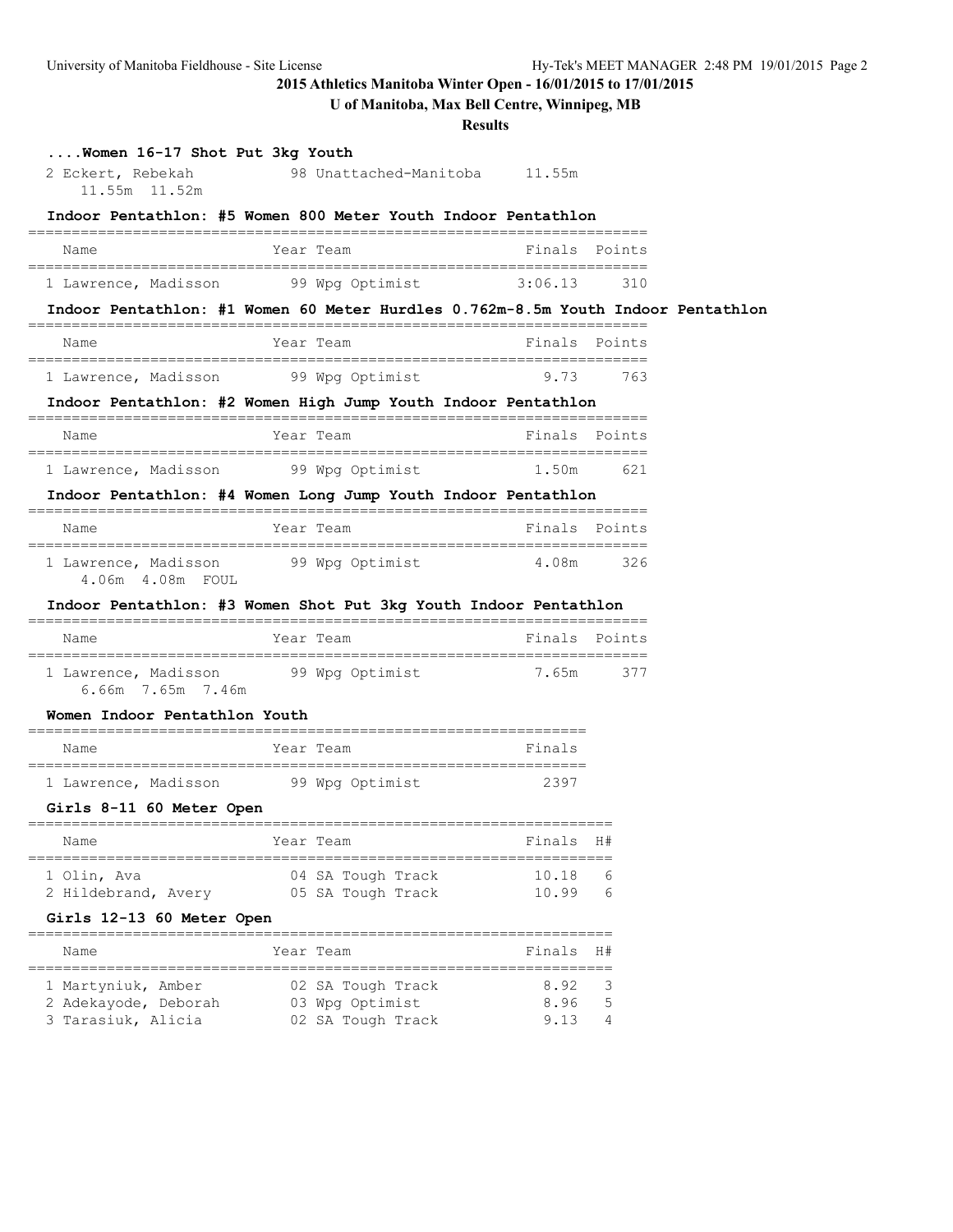**2015 Athletics Manitoba Winter Open - 16/01/2015 to 17/01/2015**

**U of Manitoba, Max Bell Centre, Winnipeg, MB**

**Results**

### ....Women 16-17 Shot Put 3kg Youth

| | Name | Year | Team | Finals |
|---|---|---|---|---|
| 2 | Eckert, Rebekah | 98 | Unattached-Manitoba | 11.55m |
| | 11.55m 11.52m | | | |

### Indoor Pentathlon: #5 Women 800 Meter Youth Indoor Pentathlon

| | Name | Year | Team | Finals | Points |
|---|---|---|---|---|---|
| 1 | Lawrence, Madisson | 99 | Wpg Optimist | 3:06.13 | 310 |

### Indoor Pentathlon: #1 Women 60 Meter Hurdles 0.762m-8.5m Youth Indoor Pentathlon

| | Name | Year | Team | Finals | Points |
|---|---|---|---|---|---|
| 1 | Lawrence, Madisson | 99 | Wpg Optimist | 9.73 | 763 |

### Indoor Pentathlon: #2 Women High Jump Youth Indoor Pentathlon

| | Name | Year | Team | Finals | Points |
|---|---|---|---|---|---|
| 1 | Lawrence, Madisson | 99 | Wpg Optimist | 1.50m | 621 |

### Indoor Pentathlon: #4 Women Long Jump Youth Indoor Pentathlon

| | Name | Year | Team | Finals | Points |
|---|---|---|---|---|---|
| 1 | Lawrence, Madisson | 99 | Wpg Optimist | 4.08m | 326 |
| | 4.06m 4.08m FOUL | | | | |

### Indoor Pentathlon: #3 Women Shot Put 3kg Youth Indoor Pentathlon

| | Name | Year | Team | Finals | Points |
|---|---|---|---|---|---|
| 1 | Lawrence, Madisson | 99 | Wpg Optimist | 7.65m | 377 |
| | 6.66m 7.65m 7.46m | | | | |

### Women Indoor Pentathlon Youth

| | Name | Year | Team | Finals |
|---|---|---|---|---|
| 1 | Lawrence, Madisson | 99 | Wpg Optimist | 2397 |

### Girls 8-11 60 Meter Open

| | Name | Year | Team | Finals | H# |
|---|---|---|---|---|---|
| 1 | Olin, Ava | 04 | SA Tough Track | 10.18 | 6 |
| 2 | Hildebrand, Avery | 05 | SA Tough Track | 10.99 | 6 |

### Girls 12-13 60 Meter Open

| | Name | Year | Team | Finals | H# |
|---|---|---|---|---|---|
| 1 | Martyniuk, Amber | 02 | SA Tough Track | 8.92 | 3 |
| 2 | Adekayode, Deborah | 03 | Wpg Optimist | 8.96 | 5 |
| 3 | Tarasiuk, Alicia | 02 | SA Tough Track | 9.13 | 4 |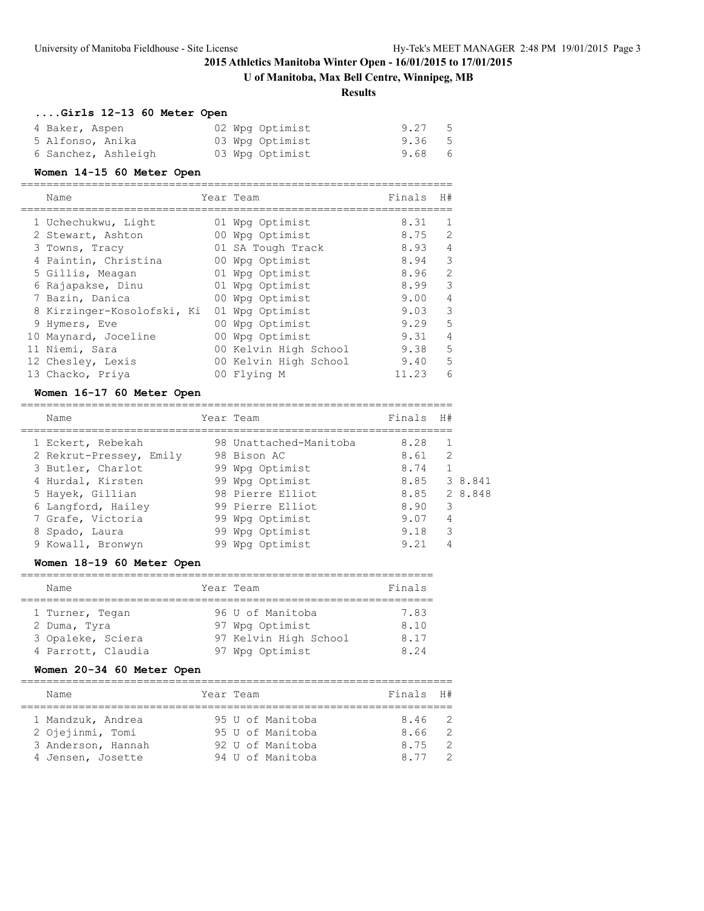## 2015 Athletics Manitoba Winter Open - 16/01/2015 to 17/01/2015

## U of Manitoba, Max Bell Centre, Winnipeg, MB

### Results

#### ....Girls 12-13 60 Meter Open

| Name | Year | Team | Finals | H# |
|---|---|---|---|---|
| 4 Baker, Aspen | 02 | Wpg Optimist | 9.27 | 5 |
| 5 Alfonso, Anika | 03 | Wpg Optimist | 9.36 | 5 |
| 6 Sanchez, Ashleigh | 03 | Wpg Optimist | 9.68 | 6 |

#### Women 14-15 60 Meter Open

| Name | Year | Team | Finals | H# |
|---|---|---|---|---|
| 1 Uchechukwu, Light | 01 | Wpg Optimist | 8.31 | 1 |
| 2 Stewart, Ashton | 00 | Wpg Optimist | 8.75 | 2 |
| 3 Towns, Tracy | 01 | SA Tough Track | 8.93 | 4 |
| 4 Paintin, Christina | 00 | Wpg Optimist | 8.94 | 3 |
| 5 Gillis, Meagan | 01 | Wpg Optimist | 8.96 | 2 |
| 6 Rajapakse, Dinu | 01 | Wpg Optimist | 8.99 | 3 |
| 7 Bazin, Danica | 00 | Wpg Optimist | 9.00 | 4 |
| 8 Kirzinger-Kosolofski, Ki | 01 | Wpg Optimist | 9.03 | 3 |
| 9 Hymers, Eve | 00 | Wpg Optimist | 9.29 | 5 |
| 10 Maynard, Joceline | 00 | Wpg Optimist | 9.31 | 4 |
| 11 Niemi, Sara | 00 | Kelvin High School | 9.38 | 5 |
| 12 Chesley, Lexis | 00 | Kelvin High School | 9.40 | 5 |
| 13 Chacko, Priya | 00 | Flying M | 11.23 | 6 |

#### Women 16-17 60 Meter Open

| Name | Year | Team | Finals | H# | |
|---|---|---|---|---|---|
| 1 Eckert, Rebekah | 98 | Unattached-Manitoba | 8.28 | 1 | |
| 2 Rekrut-Pressey, Emily | 98 | Bison AC | 8.61 | 2 | |
| 3 Butler, Charlot | 99 | Wpg Optimist | 8.74 | 1 | |
| 4 Hurdal, Kirsten | 99 | Wpg Optimist | 8.85 | 3 | 8.841 |
| 5 Hayek, Gillian | 98 | Pierre Elliot | 8.85 | 2 | 8.848 |
| 6 Langford, Hailey | 99 | Pierre Elliot | 8.90 | 3 | |
| 7 Grafe, Victoria | 99 | Wpg Optimist | 9.07 | 4 | |
| 8 Spado, Laura | 99 | Wpg Optimist | 9.18 | 3 | |
| 9 Kowall, Bronwyn | 99 | Wpg Optimist | 9.21 | 4 | |

#### Women 18-19 60 Meter Open

| Name | Year | Team | Finals |
|---|---|---|---|
| 1 Turner, Tegan | 96 | U of Manitoba | 7.83 |
| 2 Duma, Tyra | 97 | Wpg Optimist | 8.10 |
| 3 Opaleke, Sciera | 97 | Kelvin High School | 8.17 |
| 4 Parrott, Claudia | 97 | Wpg Optimist | 8.24 |

#### Women 20-34 60 Meter Open

| Name | Year | Team | Finals | H# |
|---|---|---|---|---|
| 1 Mandzuk, Andrea | 95 | U of Manitoba | 8.46 | 2 |
| 2 Ojejinmi, Tomi | 95 | U of Manitoba | 8.66 | 2 |
| 3 Anderson, Hannah | 92 | U of Manitoba | 8.75 | 2 |
| 4 Jensen, Josette | 94 | U of Manitoba | 8.77 | 2 |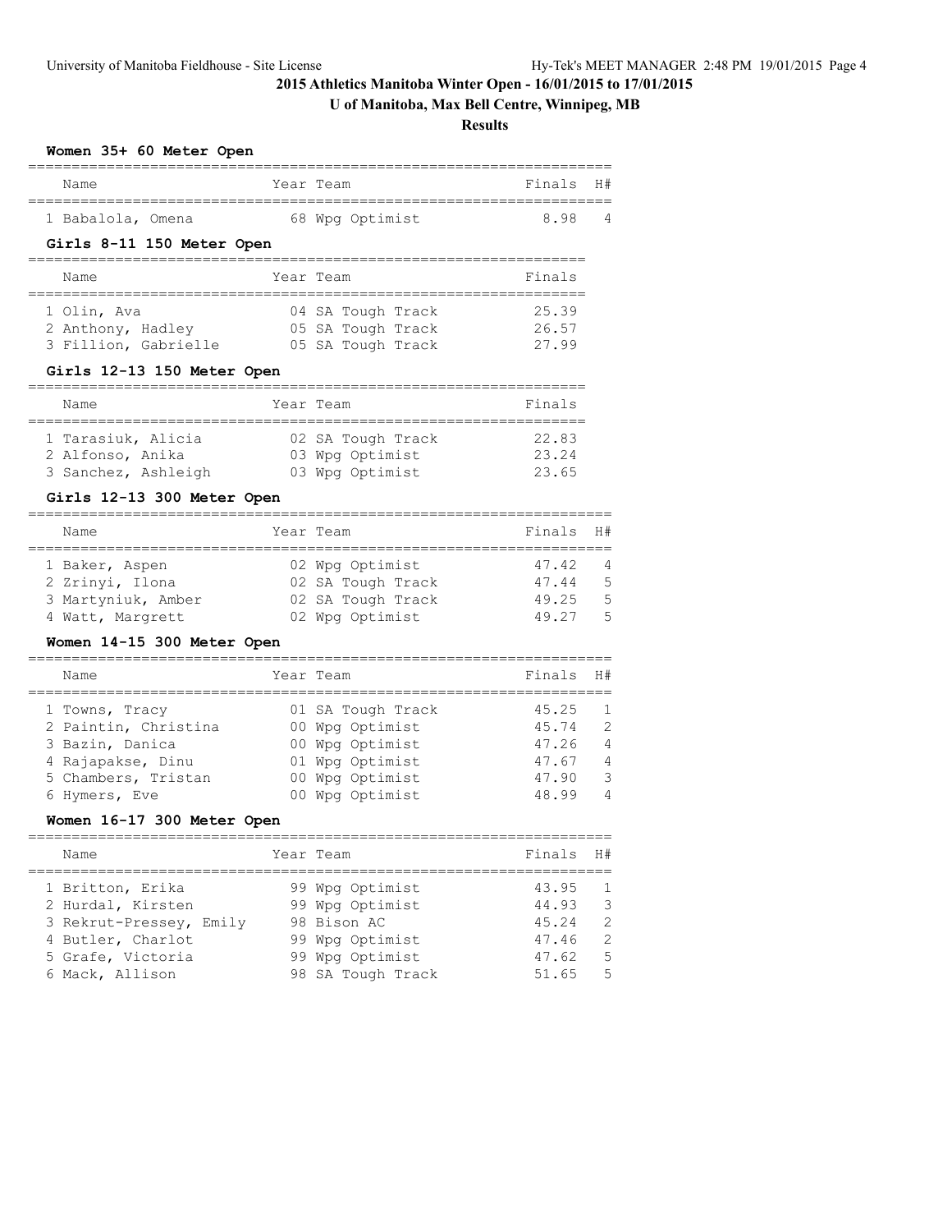# 2015 Athletics Manitoba Winter Open - 16/01/2015 to 17/01/2015

## U of Manitoba, Max Bell Centre, Winnipeg, MB

### Results

#### Women 35+ 60 Meter Open

| | Name | Year | Team | Finals | H# |
|---|---|---|---|---|---|
| 1 | Babalola, Omena | 68 | Wpg Optimist | 8.98 | 4 |

#### Girls 8-11 150 Meter Open

| | Name | Year | Team | Finals |
|---|---|---|---|---|
| 1 | Olin, Ava | 04 | SA Tough Track | 25.39 |
| 2 | Anthony, Hadley | 05 | SA Tough Track | 26.57 |
| 3 | Fillion, Gabrielle | 05 | SA Tough Track | 27.99 |

#### Girls 12-13 150 Meter Open

| | Name | Year | Team | Finals |
|---|---|---|---|---|
| 1 | Tarasiuk, Alicia | 02 | SA Tough Track | 22.83 |
| 2 | Alfonso, Anika | 03 | Wpg Optimist | 23.24 |
| 3 | Sanchez, Ashleigh | 03 | Wpg Optimist | 23.65 |

#### Girls 12-13 300 Meter Open

| | Name | Year | Team | Finals | H# |
|---|---|---|---|---|---|
| 1 | Baker, Aspen | 02 | Wpg Optimist | 47.42 | 4 |
| 2 | Zrinyi, Ilona | 02 | SA Tough Track | 47.44 | 5 |
| 3 | Martyniuk, Amber | 02 | SA Tough Track | 49.25 | 5 |
| 4 | Watt, Margrett | 02 | Wpg Optimist | 49.27 | 5 |

#### Women 14-15 300 Meter Open

| | Name | Year | Team | Finals | H# |
|---|---|---|---|---|---|
| 1 | Towns, Tracy | 01 | SA Tough Track | 45.25 | 1 |
| 2 | Paintin, Christina | 00 | Wpg Optimist | 45.74 | 2 |
| 3 | Bazin, Danica | 00 | Wpg Optimist | 47.26 | 4 |
| 4 | Rajapakse, Dinu | 01 | Wpg Optimist | 47.67 | 4 |
| 5 | Chambers, Tristan | 00 | Wpg Optimist | 47.90 | 3 |
| 6 | Hymers, Eve | 00 | Wpg Optimist | 48.99 | 4 |

#### Women 16-17 300 Meter Open

| | Name | Year | Team | Finals | H# |
|---|---|---|---|---|---|
| 1 | Britton, Erika | 99 | Wpg Optimist | 43.95 | 1 |
| 2 | Hurdal, Kirsten | 99 | Wpg Optimist | 44.93 | 3 |
| 3 | Rekrut-Pressey, Emily | 98 | Bison AC | 45.24 | 2 |
| 4 | Butler, Charlot | 99 | Wpg Optimist | 47.46 | 2 |
| 5 | Grafe, Victoria | 99 | Wpg Optimist | 47.62 | 5 |
| 6 | Mack, Allison | 98 | SA Tough Track | 51.65 | 5 |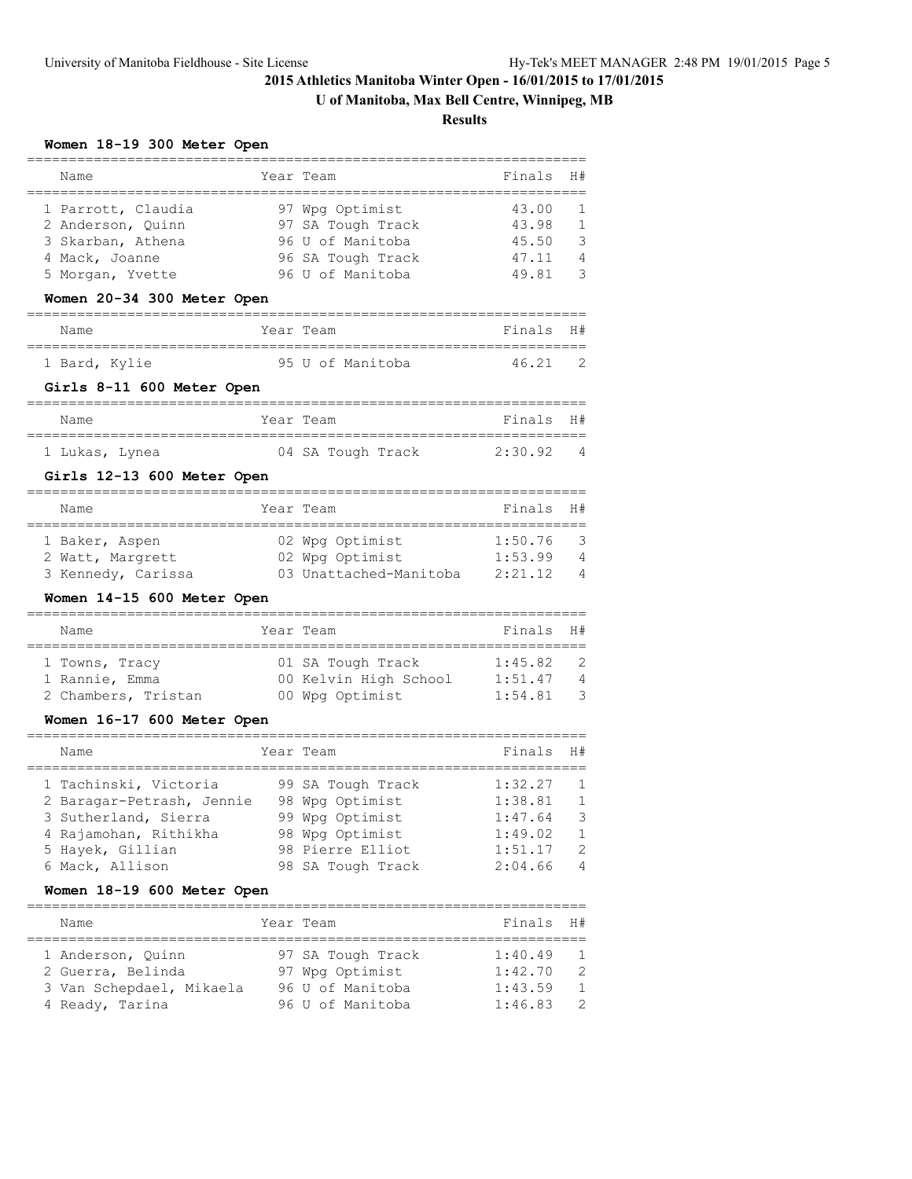# 2015 Athletics Manitoba Winter Open - 16/01/2015 to 17/01/2015

## U of Manitoba, Max Bell Centre, Winnipeg, MB

### Results

#### Women 18-19 300 Meter Open

| | Name | Year | Team | Finals | H# |
|---|---|---|---|---|---|
| 1 | Parrott, Claudia | 97 | Wpg Optimist | 43.00 | 1 |
| 2 | Anderson, Quinn | 97 | SA Tough Track | 43.98 | 1 |
| 3 | Skarban, Athena | 96 | U of Manitoba | 45.50 | 3 |
| 4 | Mack, Joanne | 96 | SA Tough Track | 47.11 | 4 |
| 5 | Morgan, Yvette | 96 | U of Manitoba | 49.81 | 3 |

#### Women 20-34 300 Meter Open

| | Name | Year | Team | Finals | H# |
|---|---|---|---|---|---|
| 1 | Bard, Kylie | 95 | U of Manitoba | 46.21 | 2 |

#### Girls 8-11 600 Meter Open

| | Name | Year | Team | Finals | H# |
|---|---|---|---|---|---|
| 1 | Lukas, Lynea | 04 | SA Tough Track | 2:30.92 | 4 |

#### Girls 12-13 600 Meter Open

| | Name | Year | Team | Finals | H# |
|---|---|---|---|---|---|
| 1 | Baker, Aspen | 02 | Wpg Optimist | 1:50.76 | 3 |
| 2 | Watt, Margrett | 02 | Wpg Optimist | 1:53.99 | 4 |
| 3 | Kennedy, Carissa | 03 | Unattached-Manitoba | 2:21.12 | 4 |

#### Women 14-15 600 Meter Open

| | Name | Year | Team | Finals | H# |
|---|---|---|---|---|---|
| 1 | Towns, Tracy | 01 | SA Tough Track | 1:45.82 | 2 |
| 1 | Rannie, Emma | 00 | Kelvin High School | 1:51.47 | 4 |
| 2 | Chambers, Tristan | 00 | Wpg Optimist | 1:54.81 | 3 |

#### Women 16-17 600 Meter Open

| | Name | Year | Team | Finals | H# |
|---|---|---|---|---|---|
| 1 | Tachinski, Victoria | 99 | SA Tough Track | 1:32.27 | 1 |
| 2 | Baragar-Petrash, Jennie | 98 | Wpg Optimist | 1:38.81 | 1 |
| 3 | Sutherland, Sierra | 99 | Wpg Optimist | 1:47.64 | 3 |
| 4 | Rajamohan, Rithikha | 98 | Wpg Optimist | 1:49.02 | 1 |
| 5 | Hayek, Gillian | 98 | Pierre Elliot | 1:51.17 | 2 |
| 6 | Mack, Allison | 98 | SA Tough Track | 2:04.66 | 4 |

#### Women 18-19 600 Meter Open

| | Name | Year | Team | Finals | H# |
|---|---|---|---|---|---|
| 1 | Anderson, Quinn | 97 | SA Tough Track | 1:40.49 | 1 |
| 2 | Guerra, Belinda | 97 | Wpg Optimist | 1:42.70 | 2 |
| 3 | Van Schepdael, Mikaela | 96 | U of Manitoba | 1:43.59 | 1 |
| 4 | Ready, Tarina | 96 | U of Manitoba | 1:46.83 | 2 |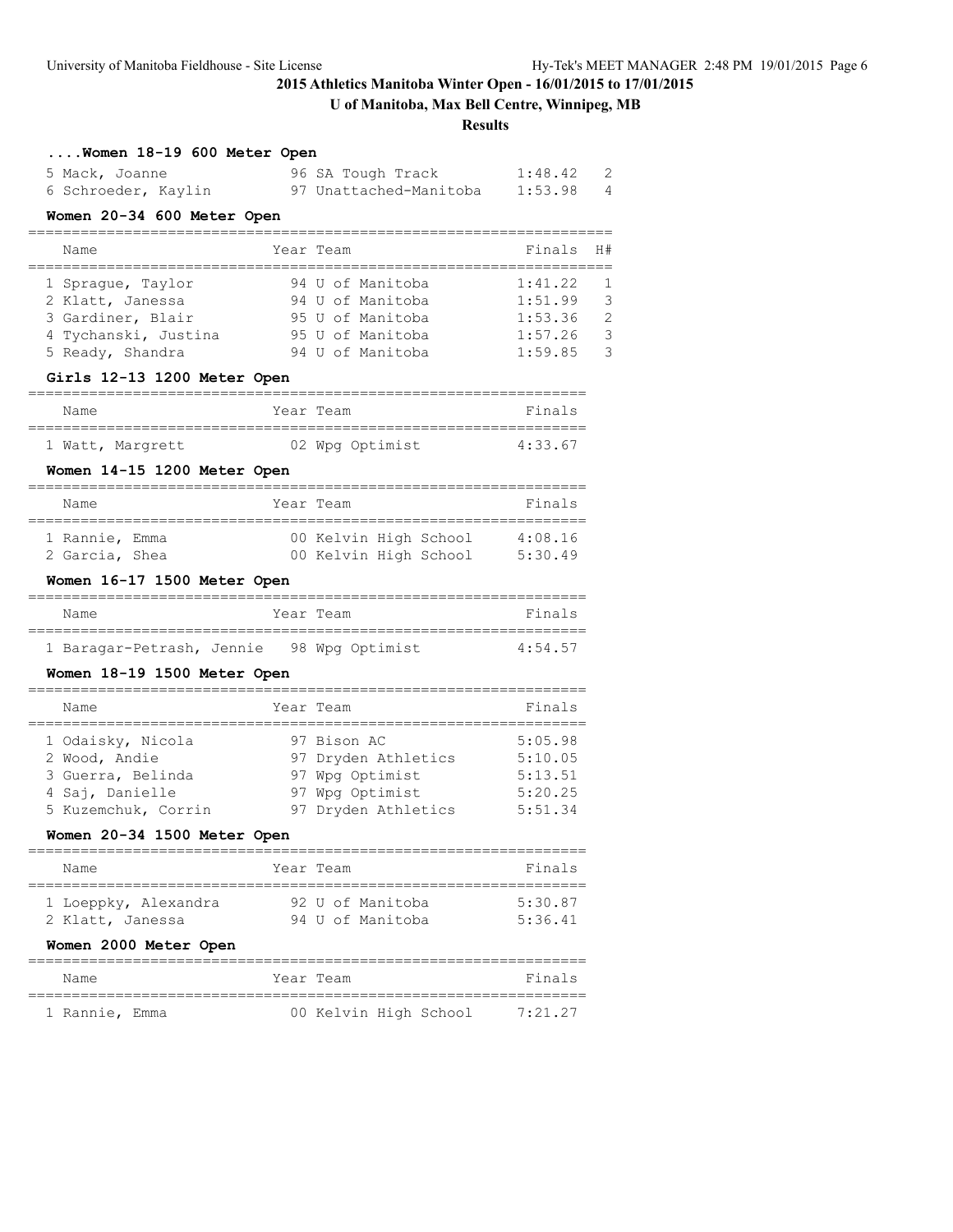# 2015 Athletics Manitoba Winter Open - 16/01/2015 to 17/01/2015

## U of Manitoba, Max Bell Centre, Winnipeg, MB

### Results

#### ....Women 18-19 600 Meter Open

| Name | Year | Team | Finals | H# |
|---|---|---|---|---|
| 5 Mack, Joanne | 96 | SA Tough Track | 1:48.42 | 2 |
| 6 Schroeder, Kaylin | 97 | Unattached-Manitoba | 1:53.98 | 4 |

#### Women 20-34 600 Meter Open

| Name | Year | Team | Finals | H# |
|---|---|---|---|---|
| 1 Sprague, Taylor | 94 | U of Manitoba | 1:41.22 | 1 |
| 2 Klatt, Janessa | 94 | U of Manitoba | 1:51.99 | 3 |
| 3 Gardiner, Blair | 95 | U of Manitoba | 1:53.36 | 2 |
| 4 Tychanski, Justina | 95 | U of Manitoba | 1:57.26 | 3 |
| 5 Ready, Shandra | 94 | U of Manitoba | 1:59.85 | 3 |

#### Girls 12-13 1200 Meter Open

| Name | Year | Team | Finals |
|---|---|---|---|
| 1 Watt, Margrett | 02 | Wpg Optimist | 4:33.67 |

#### Women 14-15 1200 Meter Open

| Name | Year | Team | Finals |
|---|---|---|---|
| 1 Rannie, Emma | 00 | Kelvin High School | 4:08.16 |
| 2 Garcia, Shea | 00 | Kelvin High School | 5:30.49 |

#### Women 16-17 1500 Meter Open

| Name | Year | Team | Finals |
|---|---|---|---|
| 1 Baragar-Petrash, Jennie | 98 | Wpg Optimist | 4:54.57 |

#### Women 18-19 1500 Meter Open

| Name | Year | Team | Finals |
|---|---|---|---|
| 1 Odaisky, Nicola | 97 | Bison AC | 5:05.98 |
| 2 Wood, Andie | 97 | Dryden Athletics | 5:10.05 |
| 3 Guerra, Belinda | 97 | Wpg Optimist | 5:13.51 |
| 4 Saj, Danielle | 97 | Wpg Optimist | 5:20.25 |
| 5 Kuzemchuk, Corrin | 97 | Dryden Athletics | 5:51.34 |

#### Women 20-34 1500 Meter Open

| Name | Year | Team | Finals |
|---|---|---|---|
| 1 Loeppky, Alexandra | 92 | U of Manitoba | 5:30.87 |
| 2 Klatt, Janessa | 94 | U of Manitoba | 5:36.41 |

#### Women 2000 Meter Open

| Name | Year | Team | Finals |
|---|---|---|---|
| 1 Rannie, Emma | 00 | Kelvin High School | 7:21.27 |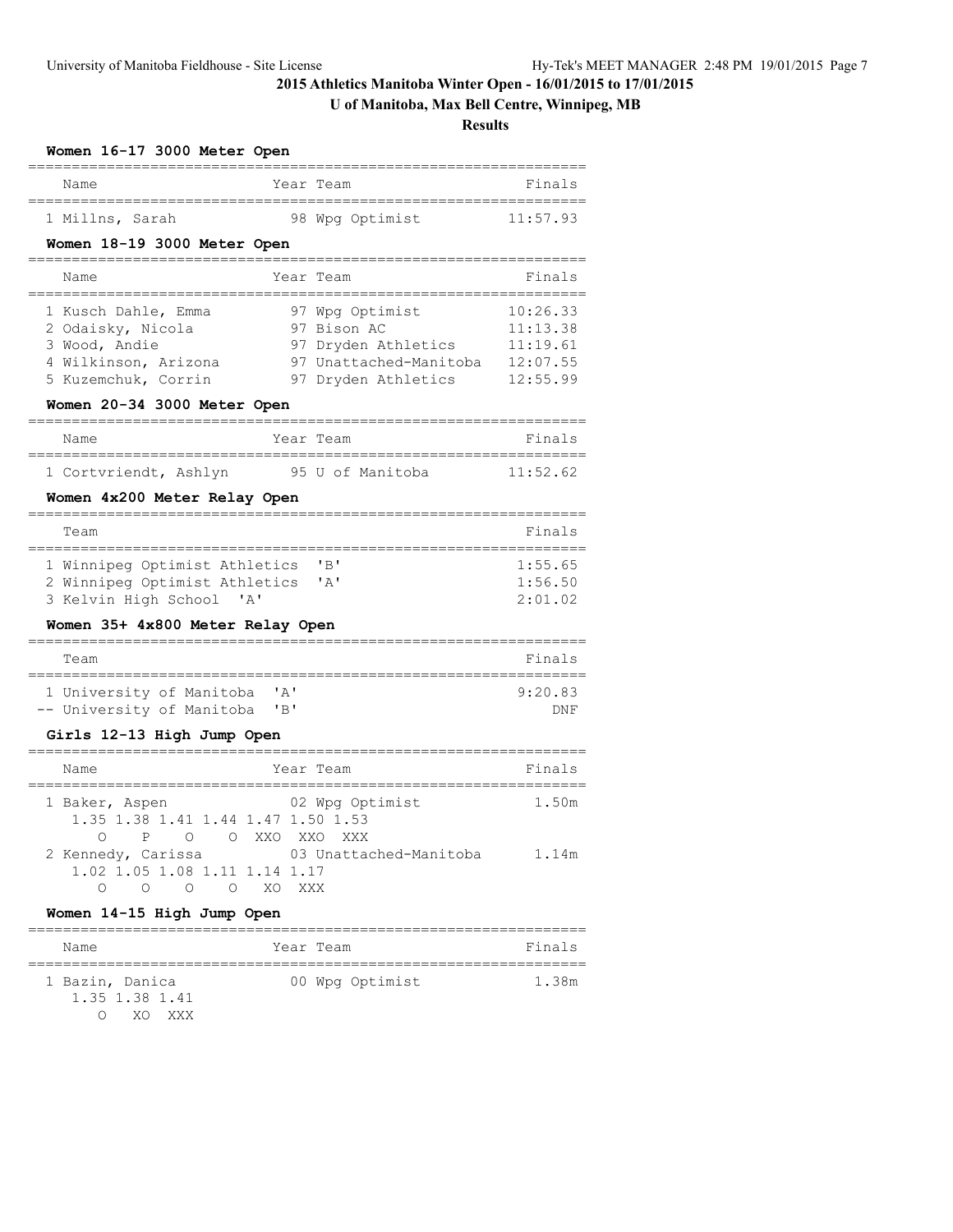# 2015 Athletics Manitoba Winter Open - 16/01/2015 to 17/01/2015

## U of Manitoba, Max Bell Centre, Winnipeg, MB

### Results

**Women 16-17 3000 Meter Open**

| | Name | Year | Team | Finals |
|---|---|---|---|---|
| 1 | Millns, Sarah | 98 | Wpg Optimist | 11:57.93 |

**Women 18-19 3000 Meter Open**

| | Name | Year | Team | Finals |
|---|---|---|---|---|
| 1 | Kusch Dahle, Emma | 97 | Wpg Optimist | 10:26.33 |
| 2 | Odaisky, Nicola | 97 | Bison AC | 11:13.38 |
| 3 | Wood, Andie | 97 | Dryden Athletics | 11:19.61 |
| 4 | Wilkinson, Arizona | 97 | Unattached-Manitoba | 12:07.55 |
| 5 | Kuzemchuk, Corrin | 97 | Dryden Athletics | 12:55.99 |

**Women 20-34 3000 Meter Open**

| | Name | Year | Team | Finals |
|---|---|---|---|---|
| 1 | Cortvriendt, Ashlyn | 95 | U of Manitoba | 11:52.62 |

**Women 4x200 Meter Relay Open**

| | Team | | Finals |
|---|---|---|---|
| 1 | Winnipeg Optimist Athletics | 'B' | 1:55.65 |
| 2 | Winnipeg Optimist Athletics | 'A' | 1:56.50 |
| 3 | Kelvin High School | 'A' | 2:01.02 |

**Women 35+ 4x800 Meter Relay Open**

| | Team | | Finals |
|---|---|---|---|
| 1 | University of Manitoba | 'A' | 9:20.83 |
| -- | University of Manitoba | 'B' | DNF |

**Girls 12-13 High Jump Open**

| | Name | Year | Team | Finals |
|---|---|---|---|---|
| 1 | Baker, Aspen | 02 | Wpg Optimist | 1.50m |

```
    1.35 1.38 1.41 1.44 1.47 1.50 1.53
       O    P    O    O  XXO  XXO  XXX
```

| | Name | Year | Team | Finals |
|---|---|---|---|---|
| 2 | Kennedy, Carissa | 03 | Unattached-Manitoba | 1.14m |

```
    1.02 1.05 1.08 1.11 1.14 1.17
       O    O    O    O   XO  XXX
```

**Women 14-15 High Jump Open**

| | Name | Year | Team | Finals |
|---|---|---|---|---|
| 1 | Bazin, Danica | 00 | Wpg Optimist | 1.38m |

```
    1.35 1.38 1.41
       O   XO  XXX
```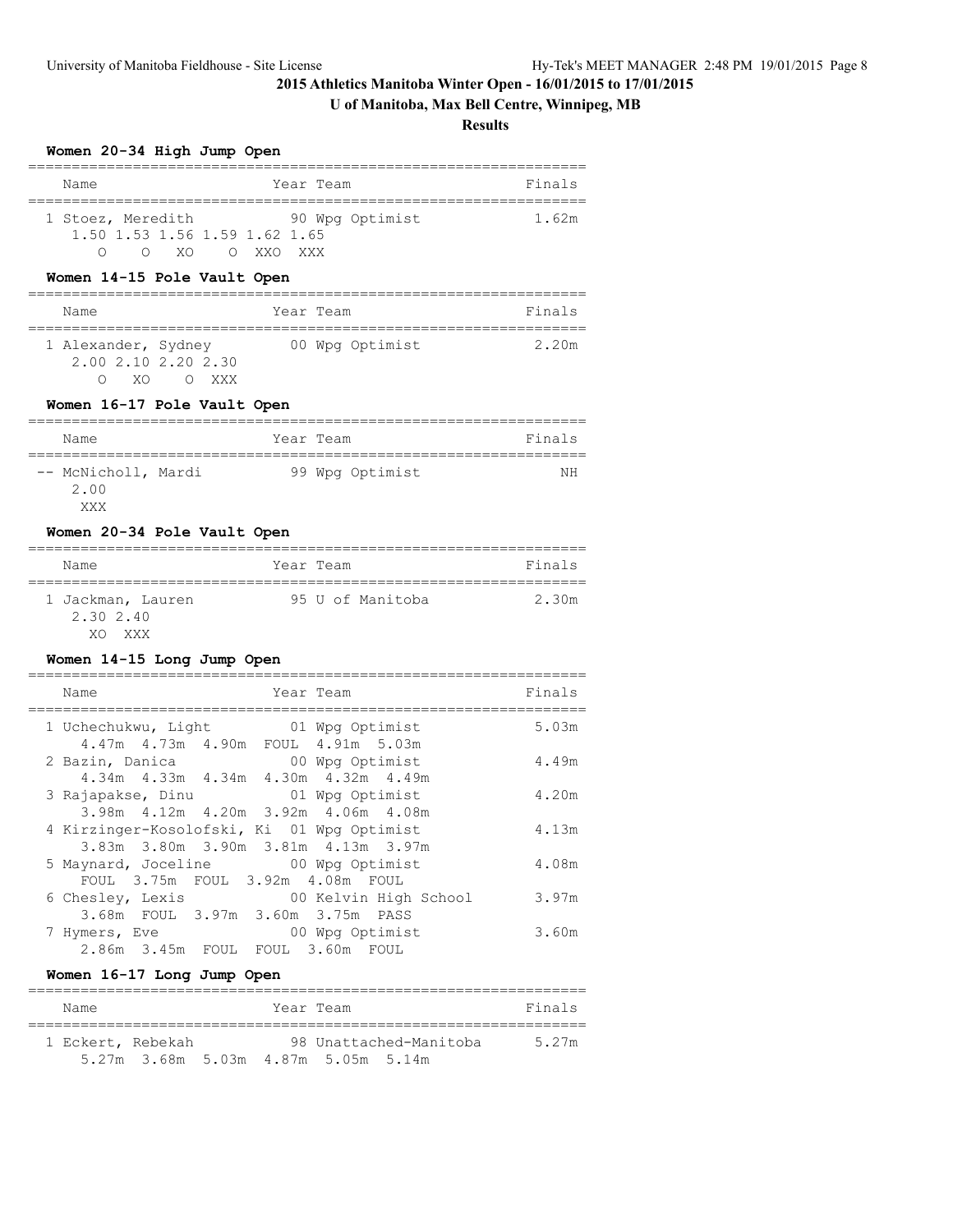**2015 Athletics Manitoba Winter Open - 16/01/2015 to 17/01/2015**

**U of Manitoba, Max Bell Centre, Winnipeg, MB**

**Results**

### Women 20-34 High Jump Open

| Name | Year | Team | Finals |
|---|---|---|---|
| 1 Stoez, Meredith | 90 | Wpg Optimist | 1.62m |

1.50 1.53 1.56 1.59 1.62 1.65
O O XO O XXO XXX

### Women 14-15 Pole Vault Open

| Name | Year | Team | Finals |
|---|---|---|---|
| 1 Alexander, Sydney | 00 | Wpg Optimist | 2.20m |

2.00 2.10 2.20 2.30
O XO O XXX

### Women 16-17 Pole Vault Open

| Name | Year | Team | Finals |
|---|---|---|---|
| -- McNicholl, Mardi | 99 | Wpg Optimist | NH |

2.00
XXX

### Women 20-34 Pole Vault Open

| Name | Year | Team | Finals |
|---|---|---|---|
| 1 Jackman, Lauren | 95 | U of Manitoba | 2.30m |

2.30 2.40
XO XXX

### Women 14-15 Long Jump Open

| Name | Year | Team | Finals |
|---|---|---|---|
| 1 Uchechukwu, Light | 01 | Wpg Optimist | 5.03m |
| 4.47m 4.73m 4.90m FOUL 4.91m 5.03m | | | |
| 2 Bazin, Danica | 00 | Wpg Optimist | 4.49m |
| 4.34m 4.33m 4.34m 4.30m 4.32m 4.49m | | | |
| 3 Rajapakse, Dinu | 01 | Wpg Optimist | 4.20m |
| 3.98m 4.12m 4.20m 3.92m 4.06m 4.08m | | | |
| 4 Kirzinger-Kosolofski, Ki | 01 | Wpg Optimist | 4.13m |
| 3.83m 3.80m 3.90m 3.81m 4.13m 3.97m | | | |
| 5 Maynard, Joceline | 00 | Wpg Optimist | 4.08m |
| FOUL 3.75m FOUL 3.92m 4.08m FOUL | | | |
| 6 Chesley, Lexis | 00 | Kelvin High School | 3.97m |
| 3.68m FOUL 3.97m 3.60m 3.75m PASS | | | |
| 7 Hymers, Eve | 00 | Wpg Optimist | 3.60m |
| 2.86m 3.45m FOUL FOUL 3.60m FOUL | | | |

### Women 16-17 Long Jump Open

| Name | Year | Team | Finals |
|---|---|---|---|
| 1 Eckert, Rebekah | 98 | Unattached-Manitoba | 5.27m |
| 5.27m 3.68m 5.03m 4.87m 5.05m 5.14m | | | |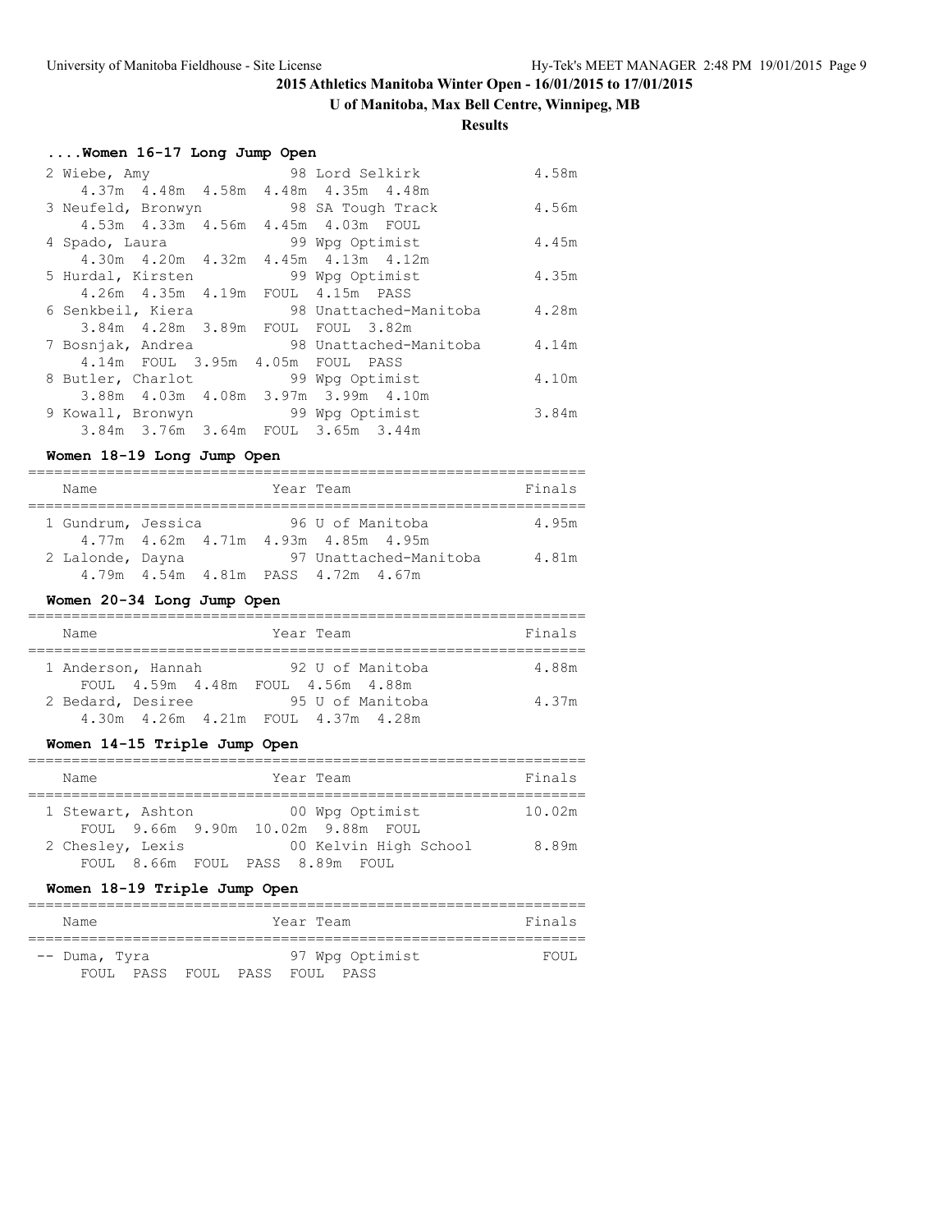## 2015 Athletics Manitoba Winter Open - 16/01/2015 to 17/01/2015

### U of Manitoba, Max Bell Centre, Winnipeg, MB

### Results

#### ....Women 16-17 Long Jump Open

```
  2 Wiebe, Amy                   98 Lord Selkirk              4.58m 
      4.37m  4.48m  4.58m  4.48m  4.35m  4.48m
  3 Neufeld, Bronwyn             98 SA Tough Track            4.56m 
      4.53m  4.33m  4.56m  4.45m  4.03m  FOUL
  4 Spado, Laura                 99 Wpg Optimist              4.45m 
      4.30m  4.20m  4.32m  4.45m  4.13m  4.12m
  5 Hurdal, Kirsten              99 Wpg Optimist              4.35m 
      4.26m  4.35m  4.19m  FOUL  4.15m  PASS
  6 Senkbeil, Kiera              98 Unattached-Manitoba       4.28m 
      3.84m  4.28m  3.89m  FOUL  FOUL  3.82m
  7 Bosnjak, Andrea              98 Unattached-Manitoba       4.14m 
      4.14m  FOUL  3.95m  4.05m  FOUL  PASS
  8 Butler, Charlot              99 Wpg Optimist              4.10m 
      3.88m  4.03m  4.08m  3.97m  3.99m  4.10m
  9 Kowall, Bronwyn              99 Wpg Optimist              3.84m 
      3.84m  3.76m  3.64m  FOUL  3.65m  3.44m
```

#### Women 18-19 Long Jump Open

```
================================================================
    Name                    Year Team                    Finals 
================================================================
  1 Gundrum, Jessica             96 U of Manitoba             4.95m 
      4.77m  4.62m  4.71m  4.93m  4.85m  4.95m
  2 Lalonde, Dayna               97 Unattached-Manitoba       4.81m 
      4.79m  4.54m  4.81m  PASS  4.72m  4.67m
```

#### Women 20-34 Long Jump Open

```
================================================================
    Name                    Year Team                    Finals 
================================================================
  1 Anderson, Hannah             92 U of Manitoba             4.88m 
      FOUL  4.59m  4.48m  FOUL  4.56m  4.88m
  2 Bedard, Desiree              95 U of Manitoba             4.37m 
      4.30m  4.26m  4.21m  FOUL  4.37m  4.28m
```

#### Women 14-15 Triple Jump Open

```
================================================================
    Name                    Year Team                    Finals 
================================================================
  1 Stewart, Ashton              00 Wpg Optimist             10.02m 
      FOUL  9.66m  9.90m  10.02m  9.88m  FOUL
  2 Chesley, Lexis               00 Kelvin High School        8.89m 
      FOUL  8.66m  FOUL  PASS  8.89m  FOUL
```

#### Women 18-19 Triple Jump Open

```
================================================================
    Name                    Year Team                    Finals 
================================================================
 -- Duma, Tyra                   97 Wpg Optimist               FOUL 
      FOUL  PASS  FOUL  PASS  FOUL  PASS
```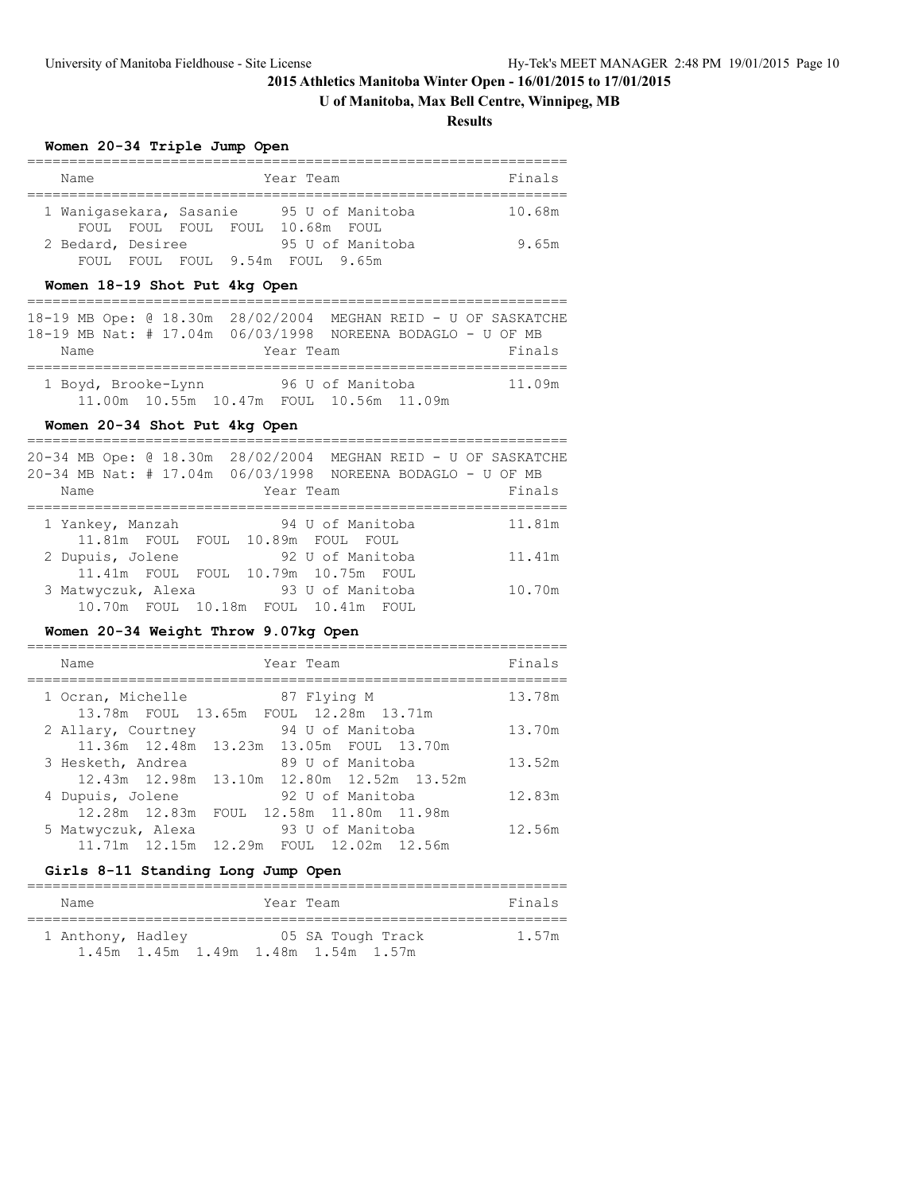## 2015 Athletics Manitoba Winter Open - 16/01/2015 to 17/01/2015

### U of Manitoba, Max Bell Centre, Winnipeg, MB

### Results

#### Women 20-34 Triple Jump Open

| | Name | Year | Team | Finals |
|---|---|---|---|---|
| 1 | Wanigasekara, Sasanie | 95 | U of Manitoba | 10.68m |
| | FOUL FOUL FOUL FOUL 10.68m FOUL | | | |
| 2 | Bedard, Desiree | 95 | U of Manitoba | 9.65m |
| | FOUL FOUL FOUL 9.54m FOUL 9.65m | | | |

#### Women 18-19 Shot Put 4kg Open

18-19 MB Ope: @ 18.30m 28/02/2004 MEGHAN REID - U OF SASKATCHE
18-19 MB Nat: # 17.04m 06/03/1998 NOREENA BODAGLO - U OF MB

| | Name | Year | Team | Finals |
|---|---|---|---|---|
| 1 | Boyd, Brooke-Lynn | 96 | U of Manitoba | 11.09m |
| | 11.00m 10.55m 10.47m FOUL 10.56m 11.09m | | | |

#### Women 20-34 Shot Put 4kg Open

20-34 MB Ope: @ 18.30m 28/02/2004 MEGHAN REID - U OF SASKATCHE
20-34 MB Nat: # 17.04m 06/03/1998 NOREENA BODAGLO - U OF MB

| | Name | Year | Team | Finals |
|---|---|---|---|---|
| 1 | Yankey, Manzah | 94 | U of Manitoba | 11.81m |
| | 11.81m FOUL FOUL 10.89m FOUL FOUL | | | |
| 2 | Dupuis, Jolene | 92 | U of Manitoba | 11.41m |
| | 11.41m FOUL FOUL 10.79m 10.75m FOUL | | | |
| 3 | Matwyczuk, Alexa | 93 | U of Manitoba | 10.70m |
| | 10.70m FOUL 10.18m FOUL 10.41m FOUL | | | |

#### Women 20-34 Weight Throw 9.07kg Open

| | Name | Year | Team | Finals |
|---|---|---|---|---|
| 1 | Ocran, Michelle | 87 | Flying M | 13.78m |
| | 13.78m FOUL 13.65m FOUL 12.28m 13.71m | | | |
| 2 | Allary, Courtney | 94 | U of Manitoba | 13.70m |
| | 11.36m 12.48m 13.23m 13.05m FOUL 13.70m | | | |
| 3 | Hesketh, Andrea | 89 | U of Manitoba | 13.52m |
| | 12.43m 12.98m 13.10m 12.80m 12.52m 13.52m | | | |
| 4 | Dupuis, Jolene | 92 | U of Manitoba | 12.83m |
| | 12.28m 12.83m FOUL 12.58m 11.80m 11.98m | | | |
| 5 | Matwyczuk, Alexa | 93 | U of Manitoba | 12.56m |
| | 11.71m 12.15m 12.29m FOUL 12.02m 12.56m | | | |

#### Girls 8-11 Standing Long Jump Open

| | Name | Year | Team | Finals |
|---|---|---|---|---|
| 1 | Anthony, Hadley | 05 | SA Tough Track | 1.57m |
| | 1.45m 1.45m 1.49m 1.48m 1.54m 1.57m | | | |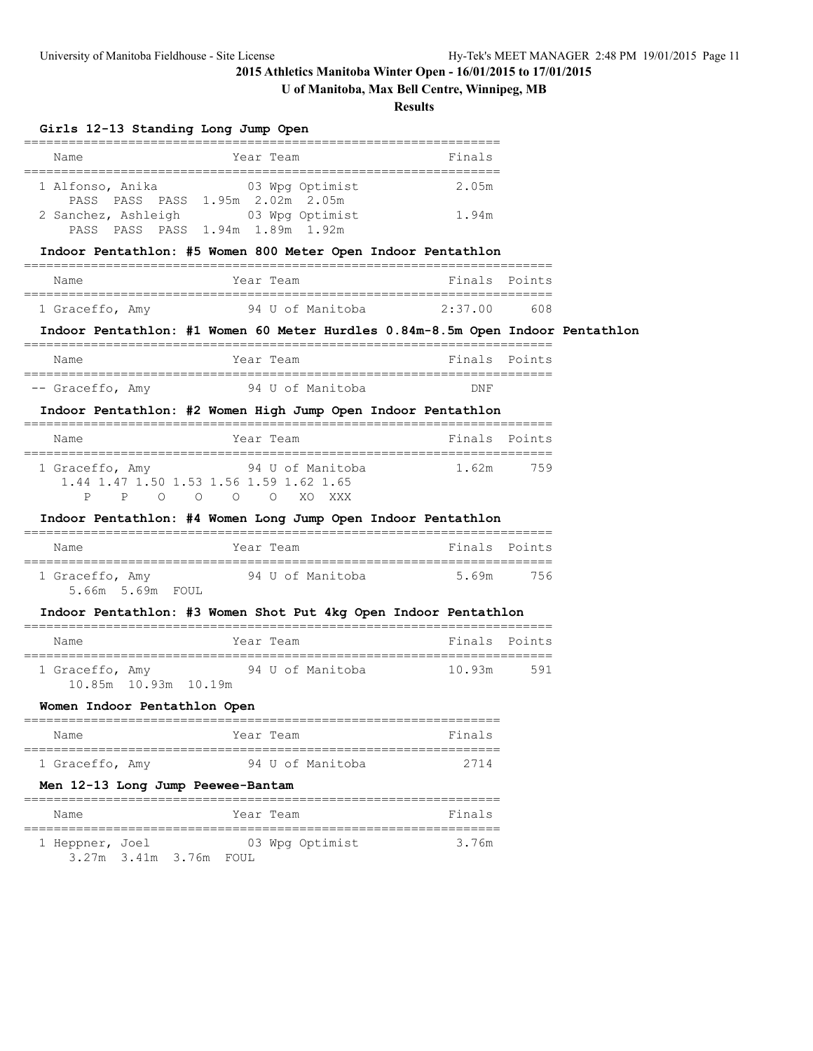## 2015 Athletics Manitoba Winter Open - 16/01/2015 to 17/01/2015

**U of Manitoba, Max Bell Centre, Winnipeg, MB**

**Results**

### Girls 12-13 Standing Long Jump Open

| Name | Year | Team | Finals |
|---|---|---|---|
| 1 Alfonso, Anika | 03 | Wpg Optimist | 2.05m |
| PASS PASS PASS 1.95m 2.02m 2.05m | | | |
| 2 Sanchez, Ashleigh | 03 | Wpg Optimist | 1.94m |
| PASS PASS PASS 1.94m 1.89m 1.92m | | | |

### Indoor Pentathlon: #5 Women 800 Meter Open Indoor Pentathlon

| Name | Year | Team | Finals | Points |
|---|---|---|---|---|
| 1 Graceffo, Amy | 94 | U of Manitoba | 2:37.00 | 608 |

### Indoor Pentathlon: #1 Women 60 Meter Hurdles 0.84m-8.5m Open Indoor Pentathlon

| Name | Year | Team | Finals | Points |
|---|---|---|---|---|
| -- Graceffo, Amy | 94 | U of Manitoba | DNF | |

### Indoor Pentathlon: #2 Women High Jump Open Indoor Pentathlon

| Name | Year | Team | Finals | Points |
|---|---|---|---|---|
| 1 Graceffo, Amy | 94 | U of Manitoba | 1.62m | 759 |

| 1.44 | 1.47 | 1.50 | 1.53 | 1.56 | 1.59 | 1.62 | 1.65 |
|---|---|---|---|---|---|---|---|
| P | P | O | O | O | O | XO | XXX |

### Indoor Pentathlon: #4 Women Long Jump Open Indoor Pentathlon

| Name | Year | Team | Finals | Points |
|---|---|---|---|---|
| 1 Graceffo, Amy | 94 | U of Manitoba | 5.69m | 756 |
| 5.66m 5.69m FOUL | | | | |

### Indoor Pentathlon: #3 Women Shot Put 4kg Open Indoor Pentathlon

| Name | Year | Team | Finals | Points |
|---|---|---|---|---|
| 1 Graceffo, Amy | 94 | U of Manitoba | 10.93m | 591 |
| 10.85m 10.93m 10.19m | | | | |

### Women Indoor Pentathlon Open

| Name | Year | Team | Finals |
|---|---|---|---|
| 1 Graceffo, Amy | 94 | U of Manitoba | 2714 |

### Men 12-13 Long Jump Peewee-Bantam

| Name | Year | Team | Finals |
|---|---|---|---|
| 1 Heppner, Joel | 03 | Wpg Optimist | 3.76m |
| 3.27m 3.41m 3.76m FOUL | | | |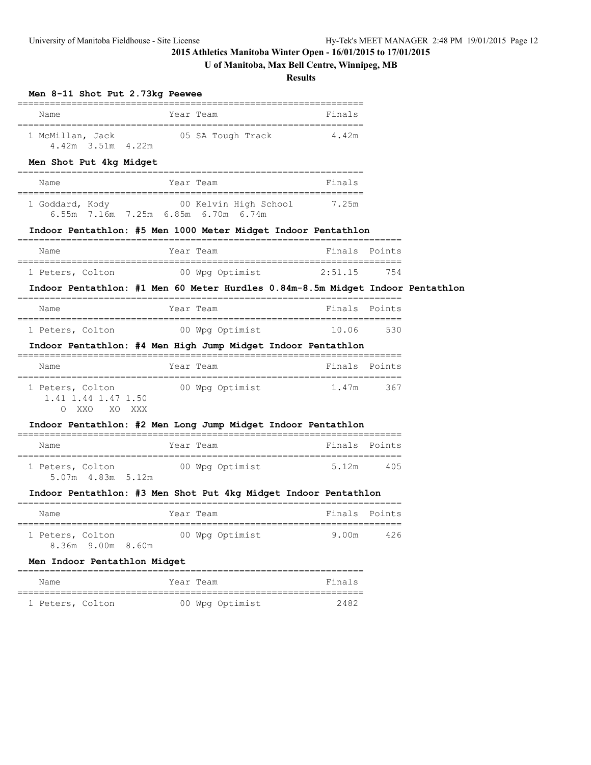## 2015 Athletics Manitoba Winter Open - 16/01/2015 to 17/01/2015

**U of Manitoba, Max Bell Centre, Winnipeg, MB**

**Results**

### Men 8-11 Shot Put 2.73kg Peewee

| Name | Year | Team | Finals |
|---|---|---|---|
| 1 McMillan, Jack | 05 | SA Tough Track | 4.42m |

4.42m 3.51m 4.22m

### Men Shot Put 4kg Midget

| Name | Year | Team | Finals |
|---|---|---|---|
| 1 Goddard, Kody | 00 | Kelvin High School | 7.25m |

6.55m 7.16m 7.25m 6.85m 6.70m 6.74m

### Indoor Pentathlon: #5 Men 1000 Meter Midget Indoor Pentathlon

| Name | Year | Team | Finals | Points |
|---|---|---|---|---|
| 1 Peters, Colton | 00 | Wpg Optimist | 2:51.15 | 754 |

### Indoor Pentathlon: #1 Men 60 Meter Hurdles 0.84m-8.5m Midget Indoor Pentathlon

| Name | Year | Team | Finals | Points |
|---|---|---|---|---|
| 1 Peters, Colton | 00 | Wpg Optimist | 10.06 | 530 |

### Indoor Pentathlon: #4 Men High Jump Midget Indoor Pentathlon

| Name | Year | Team | Finals | Points |
|---|---|---|---|---|
| 1 Peters, Colton | 00 | Wpg Optimist | 1.47m | 367 |

| 1.41 | 1.44 | 1.47 | 1.50 |
|---|---|---|---|
| O | XXO | XO | XXX |

### Indoor Pentathlon: #2 Men Long Jump Midget Indoor Pentathlon

| Name | Year | Team | Finals | Points |
|---|---|---|---|---|
| 1 Peters, Colton | 00 | Wpg Optimist | 5.12m | 405 |

5.07m 4.83m 5.12m

### Indoor Pentathlon: #3 Men Shot Put 4kg Midget Indoor Pentathlon

| Name | Year | Team | Finals | Points |
|---|---|---|---|---|
| 1 Peters, Colton | 00 | Wpg Optimist | 9.00m | 426 |

8.36m 9.00m 8.60m

### Men Indoor Pentathlon Midget

| Name | Year | Team | Finals |
|---|---|---|---|
| 1 Peters, Colton | 00 | Wpg Optimist | 2482 |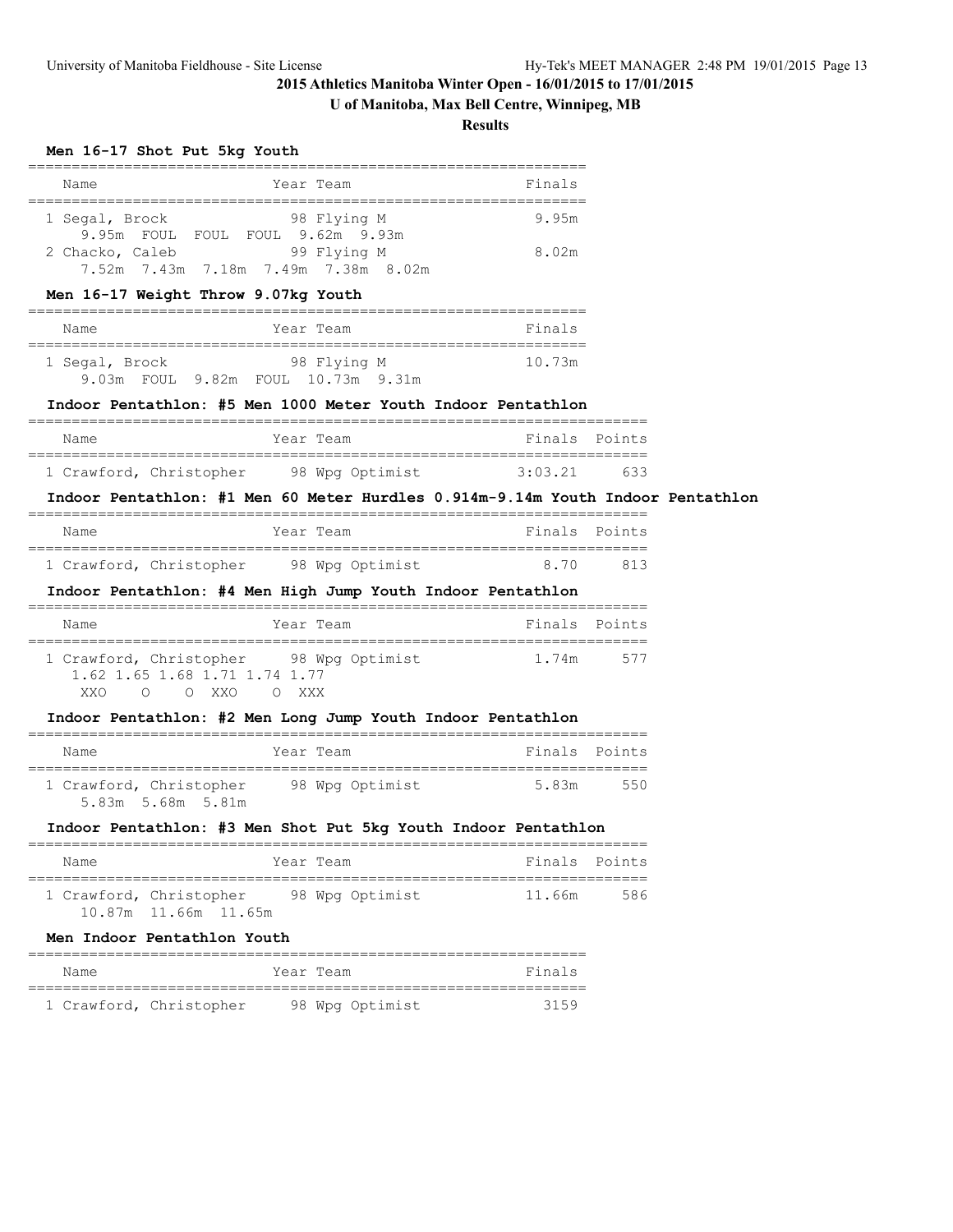## 2015 Athletics Manitoba Winter Open - 16/01/2015 to 17/01/2015

**U of Manitoba, Max Bell Centre, Winnipeg, MB**

**Results**

### Men 16-17 Shot Put 5kg Youth

| Name | Year | Team | Finals |
|---|---|---|---|
| 1 Segal, Brock | 98 | Flying M | 9.95m |
| 9.95m FOUL FOUL FOUL 9.62m 9.93m | | | |
| 2 Chacko, Caleb | 99 | Flying M | 8.02m |
| 7.52m 7.43m 7.18m 7.49m 7.38m 8.02m | | | |

### Men 16-17 Weight Throw 9.07kg Youth

| Name | Year | Team | Finals |
|---|---|---|---|
| 1 Segal, Brock | 98 | Flying M | 10.73m |
| 9.03m FOUL 9.82m FOUL 10.73m 9.31m | | | |

### Indoor Pentathlon: #5 Men 1000 Meter Youth Indoor Pentathlon

| Name | Year | Team | Finals | Points |
|---|---|---|---|---|
| 1 Crawford, Christopher | 98 | Wpg Optimist | 3:03.21 | 633 |

### Indoor Pentathlon: #1 Men 60 Meter Hurdles 0.914m-9.14m Youth Indoor Pentathlon

| Name | Year | Team | Finals | Points |
|---|---|---|---|---|
| 1 Crawford, Christopher | 98 | Wpg Optimist | 8.70 | 813 |

### Indoor Pentathlon: #4 Men High Jump Youth Indoor Pentathlon

| Name | Year | Team | Finals | Points |
|---|---|---|---|---|
| 1 Crawford, Christopher | 98 | Wpg Optimist | 1.74m | 577 |
| 1.62 1.65 1.68 1.71 1.74 1.77 | | | | |
| XXO O O XXO O XXX | | | | |

### Indoor Pentathlon: #2 Men Long Jump Youth Indoor Pentathlon

| Name | Year | Team | Finals | Points |
|---|---|---|---|---|
| 1 Crawford, Christopher | 98 | Wpg Optimist | 5.83m | 550 |
| 5.83m 5.68m 5.81m | | | | |

### Indoor Pentathlon: #3 Men Shot Put 5kg Youth Indoor Pentathlon

| Name | Year | Team | Finals | Points |
|---|---|---|---|---|
| 1 Crawford, Christopher | 98 | Wpg Optimist | 11.66m | 586 |
| 10.87m 11.66m 11.65m | | | | |

### Men Indoor Pentathlon Youth

| Name | Year | Team | Finals |
|---|---|---|---|
| 1 Crawford, Christopher | 98 | Wpg Optimist | 3159 |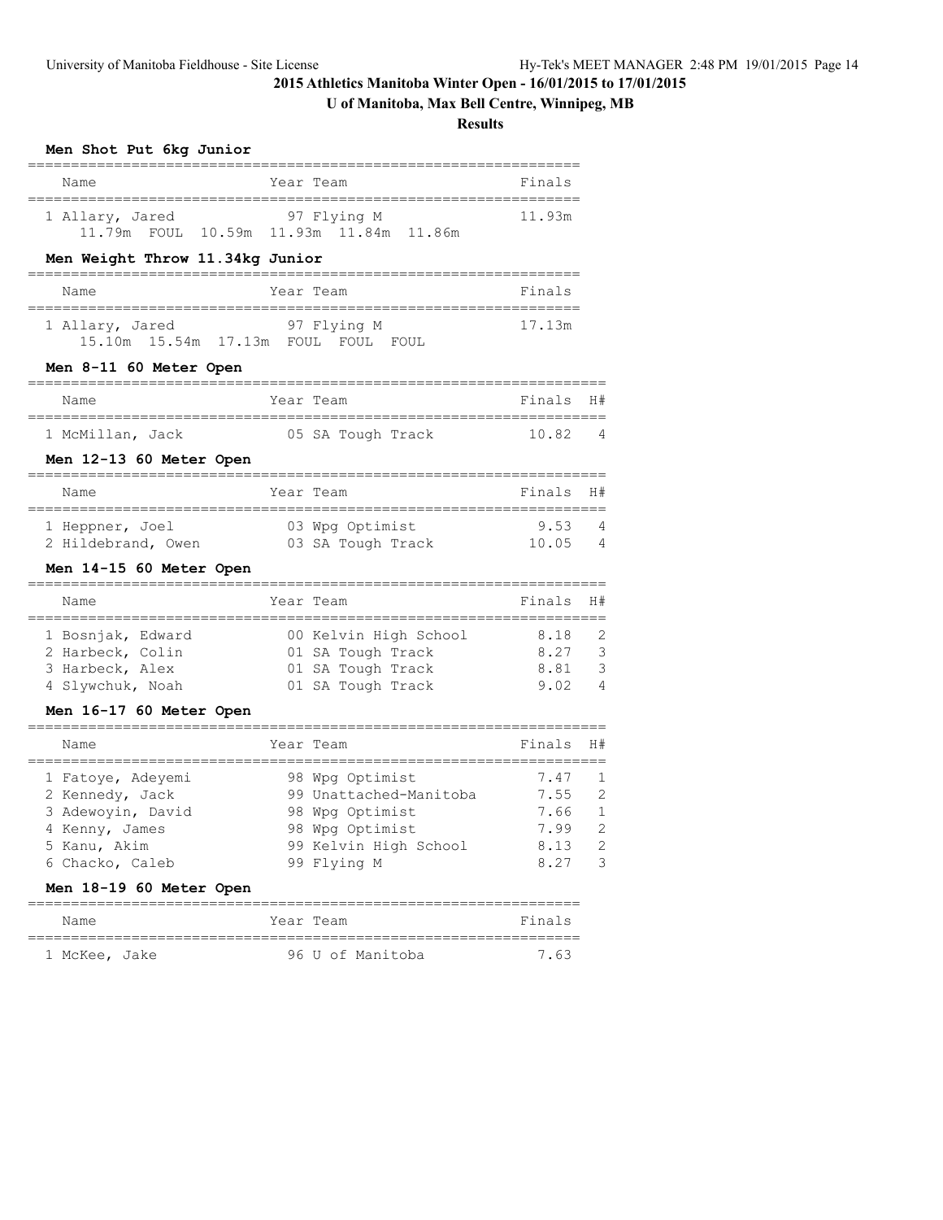**2015 Athletics Manitoba Winter Open - 16/01/2015 to 17/01/2015**

**U of Manitoba, Max Bell Centre, Winnipeg, MB**

**Results**

### Men Shot Put 6kg Junior

| | Name | Year | Team | Finals |
|---|---|---|---|---|
| 1 | Allary, Jared | 97 | Flying M | 11.93m |

11.79m FOUL 10.59m 11.93m 11.84m 11.86m

### Men Weight Throw 11.34kg Junior

| | Name | Year | Team | Finals |
|---|---|---|---|---|
| 1 | Allary, Jared | 97 | Flying M | 17.13m |

15.10m 15.54m 17.13m FOUL FOUL FOUL

### Men 8-11 60 Meter Open

| | Name | Year | Team | Finals | H# |
|---|---|---|---|---|---|
| 1 | McMillan, Jack | 05 | SA Tough Track | 10.82 | 4 |

### Men 12-13 60 Meter Open

| | Name | Year | Team | Finals | H# |
|---|---|---|---|---|---|
| 1 | Heppner, Joel | 03 | Wpg Optimist | 9.53 | 4 |
| 2 | Hildebrand, Owen | 03 | SA Tough Track | 10.05 | 4 |

### Men 14-15 60 Meter Open

| | Name | Year | Team | Finals | H# |
|---|---|---|---|---|---|
| 1 | Bosnjak, Edward | 00 | Kelvin High School | 8.18 | 2 |
| 2 | Harbeck, Colin | 01 | SA Tough Track | 8.27 | 3 |
| 3 | Harbeck, Alex | 01 | SA Tough Track | 8.81 | 3 |
| 4 | Slywchuk, Noah | 01 | SA Tough Track | 9.02 | 4 |

### Men 16-17 60 Meter Open

| | Name | Year | Team | Finals | H# |
|---|---|---|---|---|---|
| 1 | Fatoye, Adeyemi | 98 | Wpg Optimist | 7.47 | 1 |
| 2 | Kennedy, Jack | 99 | Unattached-Manitoba | 7.55 | 2 |
| 3 | Adewoyin, David | 98 | Wpg Optimist | 7.66 | 1 |
| 4 | Kenny, James | 98 | Wpg Optimist | 7.99 | 2 |
| 5 | Kanu, Akim | 99 | Kelvin High School | 8.13 | 2 |
| 6 | Chacko, Caleb | 99 | Flying M | 8.27 | 3 |

### Men 18-19 60 Meter Open

| | Name | Year | Team | Finals |
|---|---|---|---|---|
| 1 | McKee, Jake | 96 | U of Manitoba | 7.63 |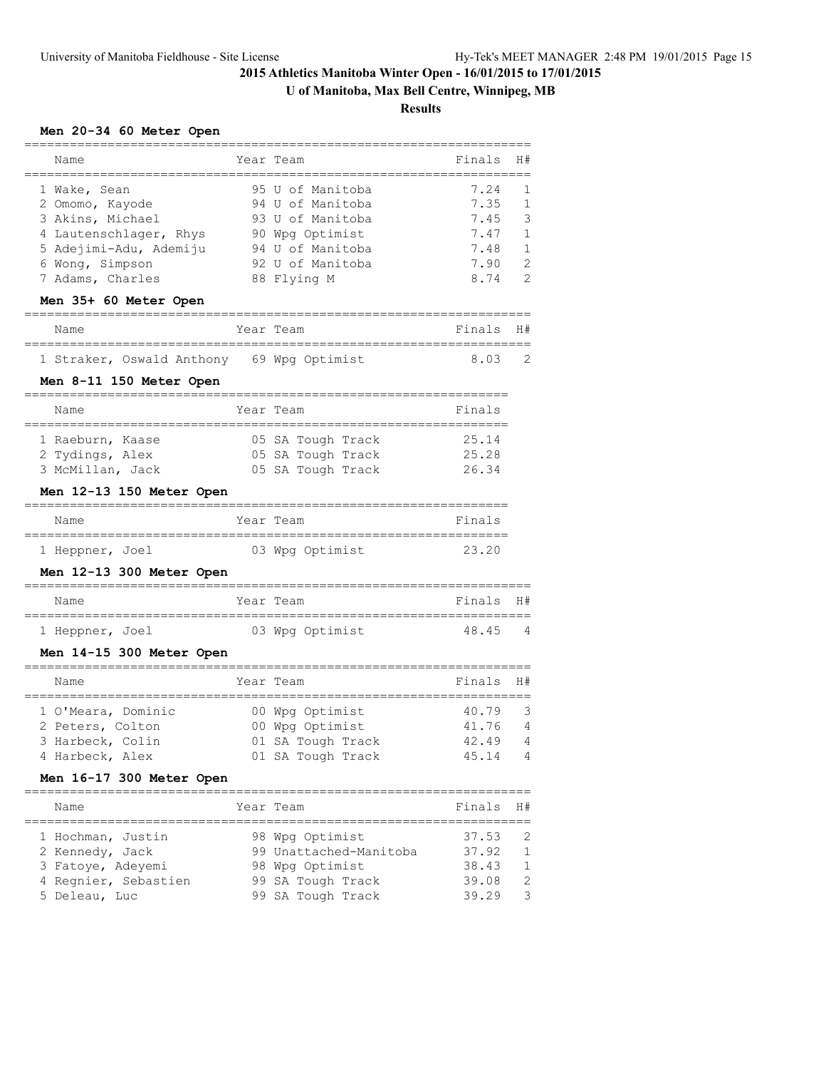# 2015 Athletics Manitoba Winter Open - 16/01/2015 to 17/01/2015

## U of Manitoba, Max Bell Centre, Winnipeg, MB

### Results

#### Men 20-34 60 Meter Open

| | Name | Year | Team | Finals | H# |
|---|---|---|---|---|---|
| 1 | Wake, Sean | 95 | U of Manitoba | 7.24 | 1 |
| 2 | Omomo, Kayode | 94 | U of Manitoba | 7.35 | 1 |
| 3 | Akins, Michael | 93 | U of Manitoba | 7.45 | 3 |
| 4 | Lautenschlager, Rhys | 90 | Wpg Optimist | 7.47 | 1 |
| 5 | Adejimi-Adu, Ademiju | 94 | U of Manitoba | 7.48 | 1 |
| 6 | Wong, Simpson | 92 | U of Manitoba | 7.90 | 2 |
| 7 | Adams, Charles | 88 | Flying M | 8.74 | 2 |

#### Men 35+ 60 Meter Open

| | Name | Year | Team | Finals | H# |
|---|---|---|---|---|---|
| 1 | Straker, Oswald Anthony | 69 | Wpg Optimist | 8.03 | 2 |

#### Men 8-11 150 Meter Open

| | Name | Year | Team | Finals |
|---|---|---|---|---|
| 1 | Raeburn, Kaase | 05 | SA Tough Track | 25.14 |
| 2 | Tydings, Alex | 05 | SA Tough Track | 25.28 |
| 3 | McMillan, Jack | 05 | SA Tough Track | 26.34 |

#### Men 12-13 150 Meter Open

| | Name | Year | Team | Finals |
|---|---|---|---|---|
| 1 | Heppner, Joel | 03 | Wpg Optimist | 23.20 |

#### Men 12-13 300 Meter Open

| | Name | Year | Team | Finals | H# |
|---|---|---|---|---|---|
| 1 | Heppner, Joel | 03 | Wpg Optimist | 48.45 | 4 |

#### Men 14-15 300 Meter Open

| | Name | Year | Team | Finals | H# |
|---|---|---|---|---|---|
| 1 | O'Meara, Dominic | 00 | Wpg Optimist | 40.79 | 3 |
| 2 | Peters, Colton | 00 | Wpg Optimist | 41.76 | 4 |
| 3 | Harbeck, Colin | 01 | SA Tough Track | 42.49 | 4 |
| 4 | Harbeck, Alex | 01 | SA Tough Track | 45.14 | 4 |

#### Men 16-17 300 Meter Open

| | Name | Year | Team | Finals | H# |
|---|---|---|---|---|---|
| 1 | Hochman, Justin | 98 | Wpg Optimist | 37.53 | 2 |
| 2 | Kennedy, Jack | 99 | Unattached-Manitoba | 37.92 | 1 |
| 3 | Fatoye, Adeyemi | 98 | Wpg Optimist | 38.43 | 1 |
| 4 | Regnier, Sebastien | 99 | SA Tough Track | 39.08 | 2 |
| 5 | Deleau, Luc | 99 | SA Tough Track | 39.29 | 3 |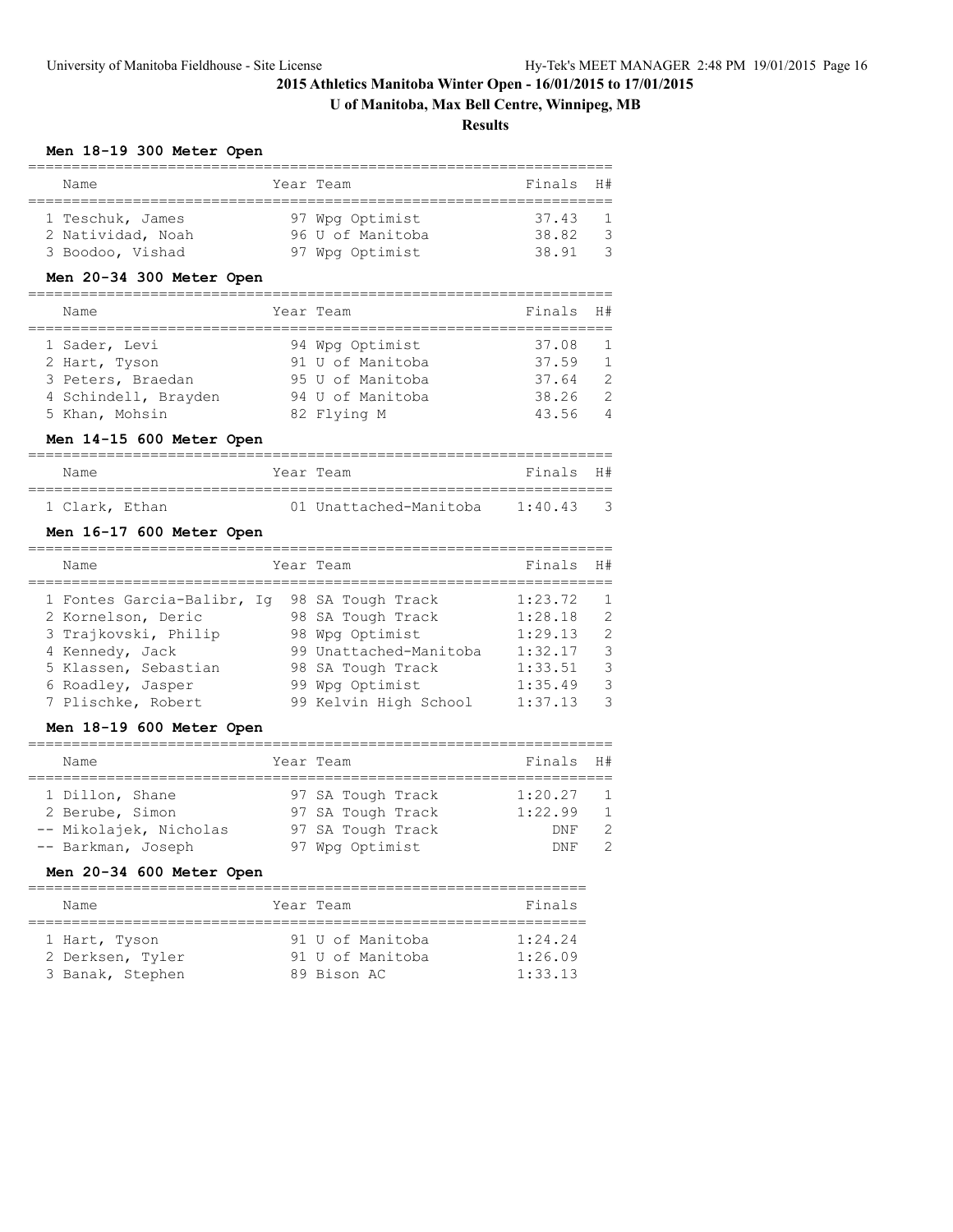# 2015 Athletics Manitoba Winter Open - 16/01/2015 to 17/01/2015

## U of Manitoba, Max Bell Centre, Winnipeg, MB

### Results

#### Men 18-19 300 Meter Open

| | Name | Year | Team | Finals | H# |
|---|---|---|---|---|---|
| 1 | Teschuk, James | 97 | Wpg Optimist | 37.43 | 1 |
| 2 | Natividad, Noah | 96 | U of Manitoba | 38.82 | 3 |
| 3 | Boodoo, Vishad | 97 | Wpg Optimist | 38.91 | 3 |

#### Men 20-34 300 Meter Open

| | Name | Year | Team | Finals | H# |
|---|---|---|---|---|---|
| 1 | Sader, Levi | 94 | Wpg Optimist | 37.08 | 1 |
| 2 | Hart, Tyson | 91 | U of Manitoba | 37.59 | 1 |
| 3 | Peters, Braedan | 95 | U of Manitoba | 37.64 | 2 |
| 4 | Schindell, Brayden | 94 | U of Manitoba | 38.26 | 2 |
| 5 | Khan, Mohsin | 82 | Flying M | 43.56 | 4 |

#### Men 14-15 600 Meter Open

| | Name | Year | Team | Finals | H# |
|---|---|---|---|---|---|
| 1 | Clark, Ethan | 01 | Unattached-Manitoba | 1:40.43 | 3 |

#### Men 16-17 600 Meter Open

| | Name | Year | Team | Finals | H# |
|---|---|---|---|---|---|
| 1 | Fontes Garcia-Balibr, Ig | 98 | SA Tough Track | 1:23.72 | 1 |
| 2 | Kornelson, Deric | 98 | SA Tough Track | 1:28.18 | 2 |
| 3 | Trajkovski, Philip | 98 | Wpg Optimist | 1:29.13 | 2 |
| 4 | Kennedy, Jack | 99 | Unattached-Manitoba | 1:32.17 | 3 |
| 5 | Klassen, Sebastian | 98 | SA Tough Track | 1:33.51 | 3 |
| 6 | Roadley, Jasper | 99 | Wpg Optimist | 1:35.49 | 3 |
| 7 | Plischke, Robert | 99 | Kelvin High School | 1:37.13 | 3 |

#### Men 18-19 600 Meter Open

| | Name | Year | Team | Finals | H# |
|---|---|---|---|---|---|
| 1 | Dillon, Shane | 97 | SA Tough Track | 1:20.27 | 1 |
| 2 | Berube, Simon | 97 | SA Tough Track | 1:22.99 | 1 |
| -- | Mikolajek, Nicholas | 97 | SA Tough Track | DNF | 2 |
| -- | Barkman, Joseph | 97 | Wpg Optimist | DNF | 2 |

#### Men 20-34 600 Meter Open

| | Name | Year | Team | Finals |
|---|---|---|---|---|
| 1 | Hart, Tyson | 91 | U of Manitoba | 1:24.24 |
| 2 | Derksen, Tyler | 91 | U of Manitoba | 1:26.09 |
| 3 | Banak, Stephen | 89 | Bison AC | 1:33.13 |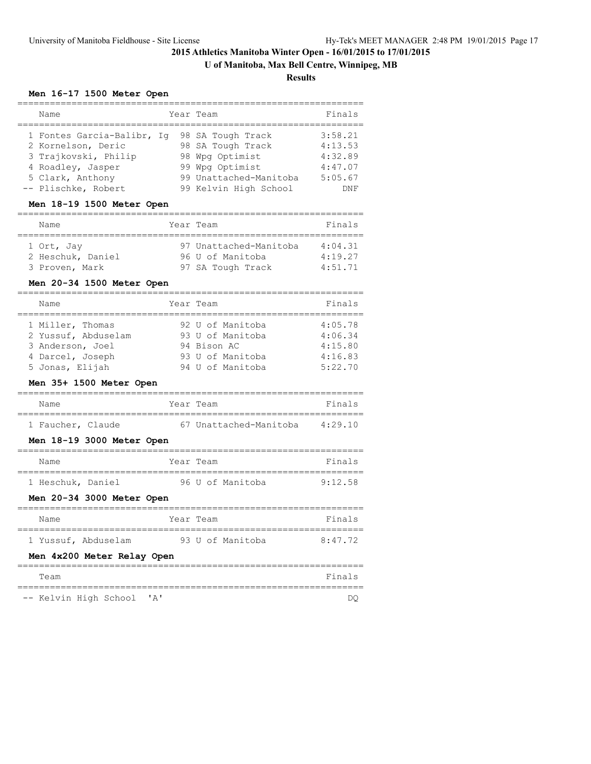## 2015 Athletics Manitoba Winter Open - 16/01/2015 to 17/01/2015

### U of Manitoba, Max Bell Centre, Winnipeg, MB

### Results

#### Men 16-17 1500 Meter Open

| | Name | Year | Team | Finals |
|---|---|---|---|---|
| 1 | Fontes Garcia-Balibr, Ig | 98 | SA Tough Track | 3:58.21 |
| 2 | Kornelson, Deric | 98 | SA Tough Track | 4:13.53 |
| 3 | Trajkovski, Philip | 98 | Wpg Optimist | 4:32.89 |
| 4 | Roadley, Jasper | 99 | Wpg Optimist | 4:47.07 |
| 5 | Clark, Anthony | 99 | Unattached-Manitoba | 5:05.67 |
| -- | Plischke, Robert | 99 | Kelvin High School | DNF |

#### Men 18-19 1500 Meter Open

| | Name | Year | Team | Finals |
|---|---|---|---|---|
| 1 | Ort, Jay | 97 | Unattached-Manitoba | 4:04.31 |
| 2 | Heschuk, Daniel | 96 | U of Manitoba | 4:19.27 |
| 3 | Proven, Mark | 97 | SA Tough Track | 4:51.71 |

#### Men 20-34 1500 Meter Open

| | Name | Year | Team | Finals |
|---|---|---|---|---|
| 1 | Miller, Thomas | 92 | U of Manitoba | 4:05.78 |
| 2 | Yussuf, Abduselam | 93 | U of Manitoba | 4:06.34 |
| 3 | Anderson, Joel | 94 | Bison AC | 4:15.80 |
| 4 | Darcel, Joseph | 93 | U of Manitoba | 4:16.83 |
| 5 | Jonas, Elijah | 94 | U of Manitoba | 5:22.70 |

#### Men 35+ 1500 Meter Open

| | Name | Year | Team | Finals |
|---|---|---|---|---|
| 1 | Faucher, Claude | 67 | Unattached-Manitoba | 4:29.10 |

#### Men 18-19 3000 Meter Open

| | Name | Year | Team | Finals |
|---|---|---|---|---|
| 1 | Heschuk, Daniel | 96 | U of Manitoba | 9:12.58 |

#### Men 20-34 3000 Meter Open

| | Name | Year | Team | Finals |
|---|---|---|---|---|
| 1 | Yussuf, Abduselam | 93 | U of Manitoba | 8:47.72 |

#### Men 4x200 Meter Relay Open

| | Team | Finals |
|---|---|---|
| -- | Kelvin High School 'A' | DQ |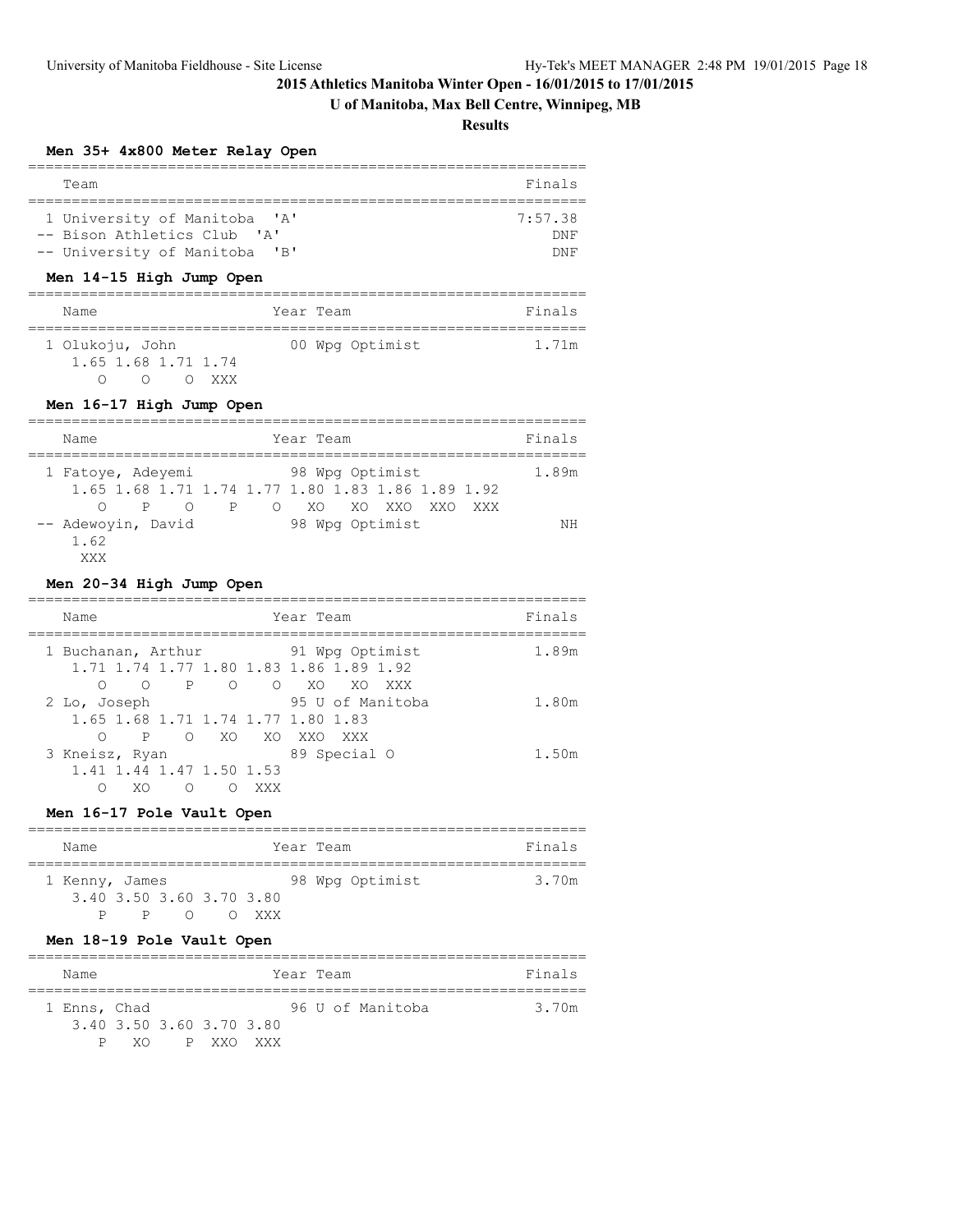**2015 Athletics Manitoba Winter Open - 16/01/2015 to 17/01/2015**

**U of Manitoba, Max Bell Centre, Winnipeg, MB**

**Results**

### Men 35+ 4x800 Meter Relay Open

| | Team | Finals |
|---|---|---|
| 1 | University of Manitoba 'A' | 7:57.38 |
| -- | Bison Athletics Club 'A' | DNF |
| -- | University of Manitoba 'B' | DNF |

### Men 14-15 High Jump Open

| | Name | Year | Team | Finals |
|---|---|---|---|---|
| 1 | Olukoju, John | 00 | Wpg Optimist | 1.71m |

1.65 1.68 1.71 1.74
O O O XXX

### Men 16-17 High Jump Open

| | Name | Year | Team | Finals |
|---|---|---|---|---|
| 1 | Fatoye, Adeyemi | 98 | Wpg Optimist | 1.89m |
| -- | Adewoyin, David | 98 | Wpg Optimist | NH |

Fatoye, Adeyemi:
1.65 1.68 1.71 1.74 1.77 1.80 1.83 1.86 1.89 1.92
O P O P O XO XO XXO XXO XXX

Adewoyin, David:
1.62
XXX

### Men 20-34 High Jump Open

| | Name | Year | Team | Finals |
|---|---|---|---|---|
| 1 | Buchanan, Arthur | 91 | Wpg Optimist | 1.89m |
| 2 | Lo, Joseph | 95 | U of Manitoba | 1.80m |
| 3 | Kneisz, Ryan | 89 | Special O | 1.50m |

Buchanan, Arthur:
1.71 1.74 1.77 1.80 1.83 1.86 1.89 1.92
O O P O O XO XO XXX

Lo, Joseph:
1.65 1.68 1.71 1.74 1.77 1.80 1.83
O P O XO XO XXO XXX

Kneisz, Ryan:
1.41 1.44 1.47 1.50 1.53
O XO O O XXX

### Men 16-17 Pole Vault Open

| | Name | Year | Team | Finals |
|---|---|---|---|---|
| 1 | Kenny, James | 98 | Wpg Optimist | 3.70m |

3.40 3.50 3.60 3.70 3.80
P P O O XXX

### Men 18-19 Pole Vault Open

| | Name | Year | Team | Finals |
|---|---|---|---|---|
| 1 | Enns, Chad | 96 | U of Manitoba | 3.70m |

3.40 3.50 3.60 3.70 3.80
P XO P XXO XXX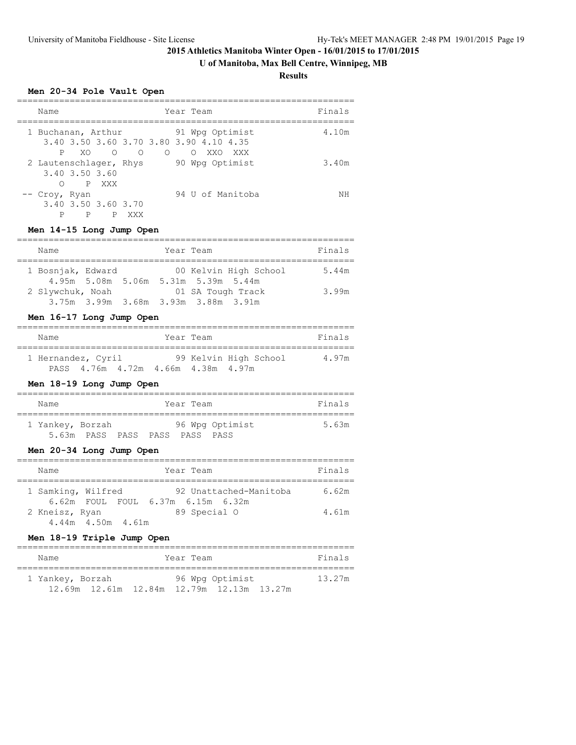## 2015 Athletics Manitoba Winter Open - 16/01/2015 to 17/01/2015

### U of Manitoba, Max Bell Centre, Winnipeg, MB

### Results

#### Men 20-34 Pole Vault Open

```
================================================================
   Name                    Year Team                     Finals
================================================================
  1 Buchanan, Arthur         91 Wpg Optimist              4.10m
      3.40 3.50 3.60 3.70 3.80 3.90 4.10 4.35
         P   XO    O    O    O    O  XXO  XXX
  2 Lautenschlager, Rhys     90 Wpg Optimist              3.40m
      3.40 3.50 3.60
         O    P  XXX
 -- Croy, Ryan               94 U of Manitoba                NH
      3.40 3.50 3.60 3.70
         P    P    P  XXX
```

#### Men 14-15 Long Jump Open

```
================================================================
   Name                    Year Team                     Finals
================================================================
  1 Bosnjak, Edward          00 Kelvin High School        5.44m
      4.95m  5.08m  5.06m  5.31m  5.39m  5.44m
  2 Slywchuk, Noah           01 SA Tough Track            3.99m
      3.75m  3.99m  3.68m  3.93m  3.88m  3.91m
```

#### Men 16-17 Long Jump Open

```
================================================================
   Name                    Year Team                     Finals
================================================================
  1 Hernandez, Cyril         99 Kelvin High School        4.97m
      PASS  4.76m  4.72m  4.66m  4.38m  4.97m
```

#### Men 18-19 Long Jump Open

```
================================================================
   Name                    Year Team                     Finals
================================================================
  1 Yankey, Borzah           96 Wpg Optimist              5.63m
      5.63m  PASS  PASS  PASS  PASS  PASS
```

#### Men 20-34 Long Jump Open

```
================================================================
   Name                    Year Team                     Finals
================================================================
  1 Samking, Wilfred         92 Unattached-Manitoba       6.62m
      6.62m  FOUL  FOUL  6.37m  6.15m  6.32m
  2 Kneisz, Ryan             89 Special O                 4.61m
      4.44m  4.50m  4.61m
```

#### Men 18-19 Triple Jump Open

```
================================================================
   Name                    Year Team                     Finals
================================================================
  1 Yankey, Borzah           96 Wpg Optimist             13.27m
     12.69m  12.61m  12.84m  12.79m  12.13m  13.27m
```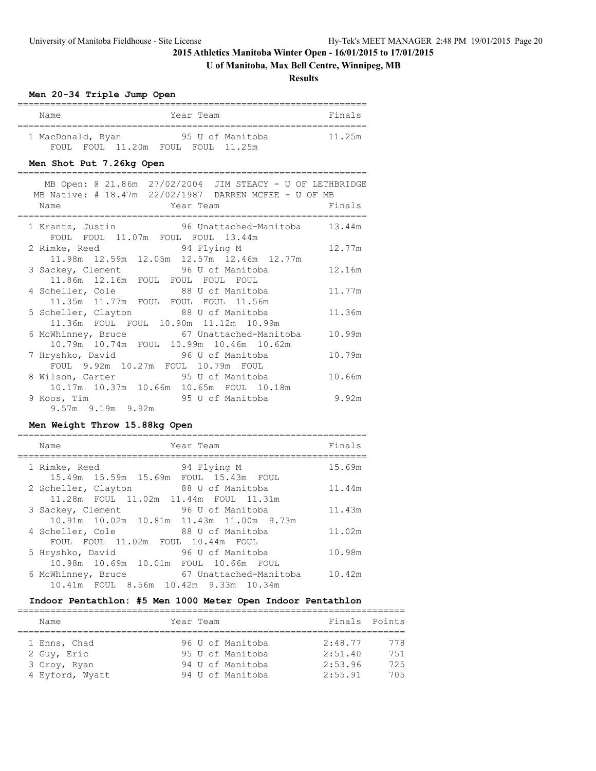**2015 Athletics Manitoba Winter Open - 16/01/2015 to 17/01/2015**

**U of Manitoba, Max Bell Centre, Winnipeg, MB**

**Results**

### Men 20-34 Triple Jump Open

| Name | Year | Team | Finals |
|---|---|---|---|
| 1 MacDonald, Ryan | 95 | U of Manitoba | 11.25m |
| FOUL FOUL 11.20m FOUL FOUL 11.25m | | | |

### Men Shot Put 7.26kg Open

MB Open: @ 21.86m 27/02/2004 JIM STEACY - U OF LETHBRIDGE
MB Native: # 18.47m 22/02/1987 DARREN MCFEE - U OF MB

| Name | Year | Team | Finals |
|---|---|---|---|
| 1 Krantz, Justin | 96 | Unattached-Manitoba | 13.44m |
| FOUL FOUL 11.07m FOUL FOUL 13.44m | | | |
| 2 Rimke, Reed | 94 | Flying M | 12.77m |
| 11.98m 12.59m 12.05m 12.57m 12.46m 12.77m | | | |
| 3 Sackey, Clement | 96 | U of Manitoba | 12.16m |
| 11.86m 12.16m FOUL FOUL FOUL FOUL | | | |
| 4 Scheller, Cole | 88 | U of Manitoba | 11.77m |
| 11.35m 11.77m FOUL FOUL FOUL 11.56m | | | |
| 5 Scheller, Clayton | 88 | U of Manitoba | 11.36m |
| 11.36m FOUL FOUL 10.90m 11.12m 10.99m | | | |
| 6 McWhinney, Bruce | 67 | Unattached-Manitoba | 10.99m |
| 10.79m 10.74m FOUL 10.99m 10.46m 10.62m | | | |
| 7 Hryshko, David | 96 | U of Manitoba | 10.79m |
| FOUL 9.92m 10.27m FOUL 10.79m FOUL | | | |
| 8 Wilson, Carter | 95 | U of Manitoba | 10.66m |
| 10.17m 10.37m 10.66m 10.65m FOUL 10.18m | | | |
| 9 Koos, Tim | 95 | U of Manitoba | 9.92m |
| 9.57m 9.19m 9.92m | | | |

### Men Weight Throw 15.88kg Open

| Name | Year | Team | Finals |
|---|---|---|---|
| 1 Rimke, Reed | 94 | Flying M | 15.69m |
| 15.49m 15.59m 15.69m FOUL 15.43m FOUL | | | |
| 2 Scheller, Clayton | 88 | U of Manitoba | 11.44m |
| 11.28m FOUL 11.02m 11.44m FOUL 11.31m | | | |
| 3 Sackey, Clement | 96 | U of Manitoba | 11.43m |
| 10.91m 10.02m 10.81m 11.43m 11.00m 9.73m | | | |
| 4 Scheller, Cole | 88 | U of Manitoba | 11.02m |
| FOUL FOUL 11.02m FOUL 10.44m FOUL | | | |
| 5 Hryshko, David | 96 | U of Manitoba | 10.98m |
| 10.98m 10.69m 10.01m FOUL 10.66m FOUL | | | |
| 6 McWhinney, Bruce | 67 | Unattached-Manitoba | 10.42m |
| 10.41m FOUL 8.56m 10.42m 9.33m 10.34m | | | |

### Indoor Pentathlon: #5 Men 1000 Meter Open Indoor Pentathlon

| Name | Year | Team | Finals | Points |
|---|---|---|---|---|
| 1 Enns, Chad | 96 | U of Manitoba | 2:48.77 | 778 |
| 2 Guy, Eric | 95 | U of Manitoba | 2:51.40 | 751 |
| 3 Croy, Ryan | 94 | U of Manitoba | 2:53.96 | 725 |
| 4 Eyford, Wyatt | 94 | U of Manitoba | 2:55.91 | 705 |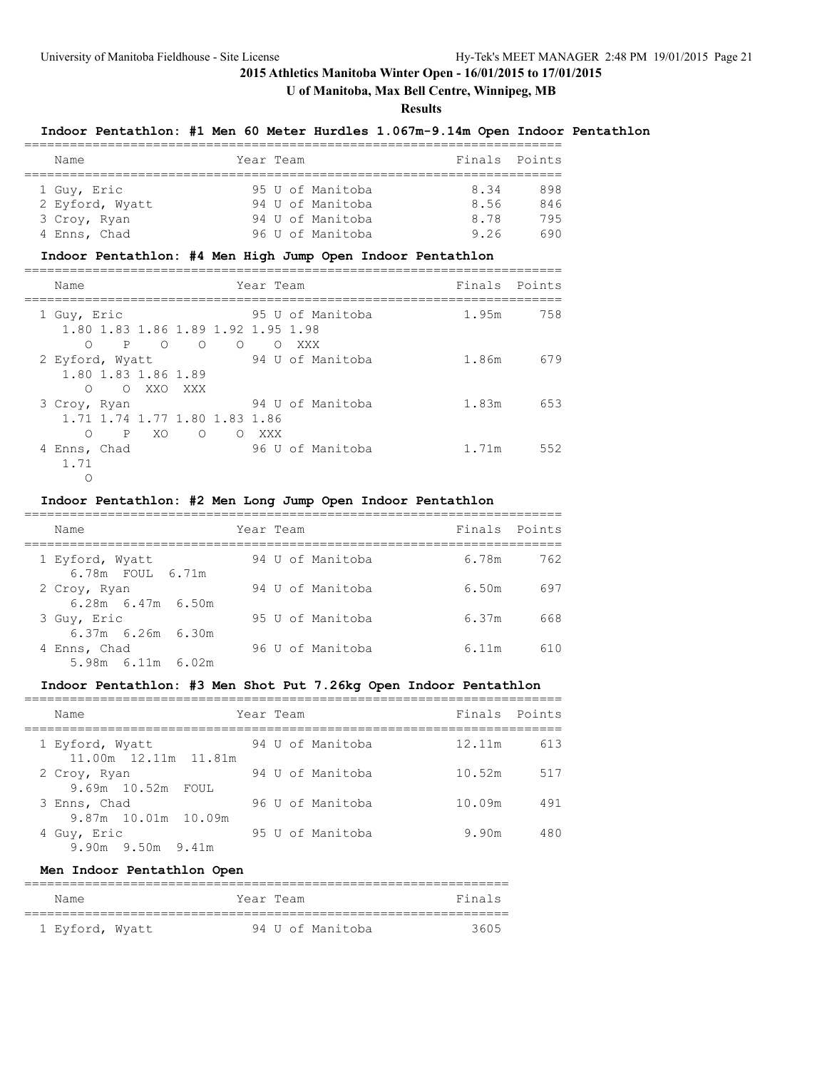## 2015 Athletics Manitoba Winter Open - 16/01/2015 to 17/01/2015

**U of Manitoba, Max Bell Centre, Winnipeg, MB**

**Results**

### Indoor Pentathlon: #1 Men 60 Meter Hurdles 1.067m-9.14m Open Indoor Pentathlon

| Name | Year | Team | Finals | Points |
|---|---|---|---|---|
| 1 Guy, Eric | 95 | U of Manitoba | 8.34 | 898 |
| 2 Eyford, Wyatt | 94 | U of Manitoba | 8.56 | 846 |
| 3 Croy, Ryan | 94 | U of Manitoba | 8.78 | 795 |
| 4 Enns, Chad | 96 | U of Manitoba | 9.26 | 690 |

### Indoor Pentathlon: #4 Men High Jump Open Indoor Pentathlon

| Name | Year | Team | Finals | Points |
|---|---|---|---|---|
| 1 Guy, Eric | 95 | U of Manitoba | 1.95m | 758 |
| 1.80 1.83 1.86 1.89 1.92 1.95 1.98 / O P O O O O XXX | | | | |
| 2 Eyford, Wyatt | 94 | U of Manitoba | 1.86m | 679 |
| 1.80 1.83 1.86 1.89 / O O XXO XXX | | | | |
| 3 Croy, Ryan | 94 | U of Manitoba | 1.83m | 653 |
| 1.71 1.74 1.77 1.80 1.83 1.86 / O P XO O O XXX | | | | |
| 4 Enns, Chad | 96 | U of Manitoba | 1.71m | 552 |
| 1.71 / O | | | | |

### Indoor Pentathlon: #2 Men Long Jump Open Indoor Pentathlon

| Name | Year | Team | Finals | Points |
|---|---|---|---|---|
| 1 Eyford, Wyatt | 94 | U of Manitoba | 6.78m | 762 |
| 6.78m FOUL 6.71m | | | | |
| 2 Croy, Ryan | 94 | U of Manitoba | 6.50m | 697 |
| 6.28m 6.47m 6.50m | | | | |
| 3 Guy, Eric | 95 | U of Manitoba | 6.37m | 668 |
| 6.37m 6.26m 6.30m | | | | |
| 4 Enns, Chad | 96 | U of Manitoba | 6.11m | 610 |
| 5.98m 6.11m 6.02m | | | | |

### Indoor Pentathlon: #3 Men Shot Put 7.26kg Open Indoor Pentathlon

| Name | Year | Team | Finals | Points |
|---|---|---|---|---|
| 1 Eyford, Wyatt | 94 | U of Manitoba | 12.11m | 613 |
| 11.00m 12.11m 11.81m | | | | |
| 2 Croy, Ryan | 94 | U of Manitoba | 10.52m | 517 |
| 9.69m 10.52m FOUL | | | | |
| 3 Enns, Chad | 96 | U of Manitoba | 10.09m | 491 |
| 9.87m 10.01m 10.09m | | | | |
| 4 Guy, Eric | 95 | U of Manitoba | 9.90m | 480 |
| 9.90m 9.50m 9.41m | | | | |

### Men Indoor Pentathlon Open

| Name | Year | Team | Finals |
|---|---|---|---|
| 1 Eyford, Wyatt | 94 | U of Manitoba | 3605 |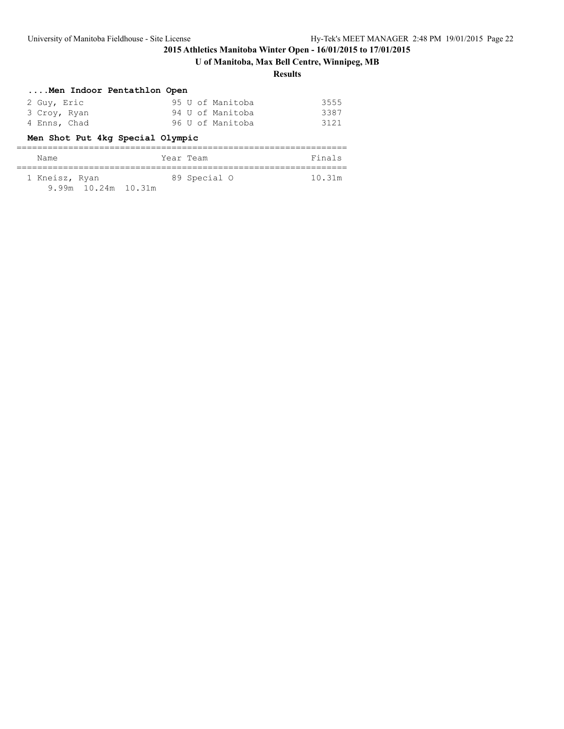## 2015 Athletics Manitoba Winter Open - 16/01/2015 to 17/01/2015

### U of Manitoba, Max Bell Centre, Winnipeg, MB

#### Results

### ....Men Indoor Pentathlon Open

| | Name | Year | Team | Finals |
|---|---|---|---|---|
| 2 | Guy, Eric | 95 | U of Manitoba | 3555 |
| 3 | Croy, Ryan | 94 | U of Manitoba | 3387 |
| 4 | Enns, Chad | 96 | U of Manitoba | 3121 |

### Men Shot Put 4kg Special Olympic

| | Name | Year | Team | Finals |
|---|---|---|---|---|
| 1 | Kneisz, Ryan | 89 | Special O | 10.31m |
| | 9.99m 10.24m 10.31m | | | |